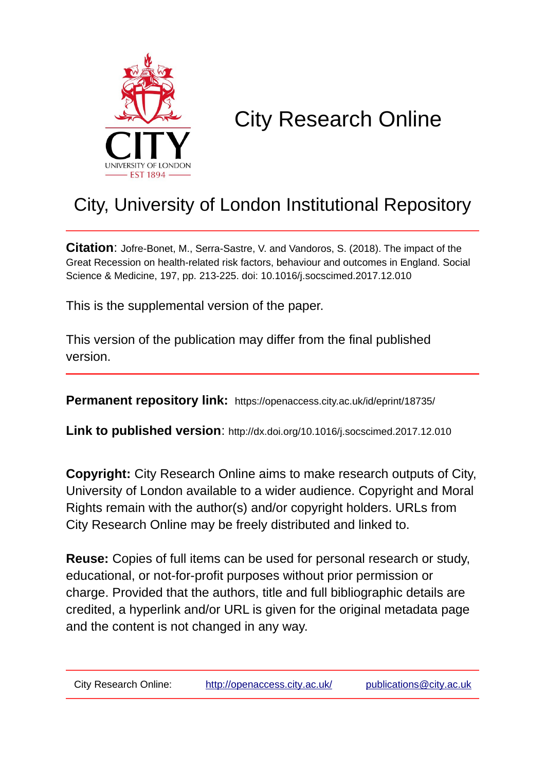# City Research Online

## City, University of London Institutional Repository

**Citation**: Jofre-Bonet, M., Serra-Sastre, V. and Vandoros, S. (2018). The impact of the Great Recession on health-related risk factors, behaviour and outcomes in England. Social Science & Medicine, 197, pp. 213-225. doi: 10.1016/j.socscimed.2017.12.010

This is the supplemental version of the paper.

This version of the publication may differ from the final published version.

---

**Permanent repository link:** https://openaccess.city.ac.uk/id/eprint/18735/

**Link to published version**: http://dx.doi.org/10.1016/j.socscimed.2017.12.010

**Copyright:** City Research Online aims to make research outputs of City, University of London available to a wider audience. Copyright and Moral Rights remain with the author(s) and/or copyright holders. URLs from City Research Online may be freely distributed and linked to.

**Reuse:** Copies of full items can be used for personal research or study, educational, or not-for-profit purposes without prior permission or charge. Provided that the authors, title and full bibliographic details are credited, a hyperlink and/or URL is given for the original metadata page and the content is not changed in any way.

---

City Research Online: http://openaccess.city.ac.uk/ publications@city.ac.uk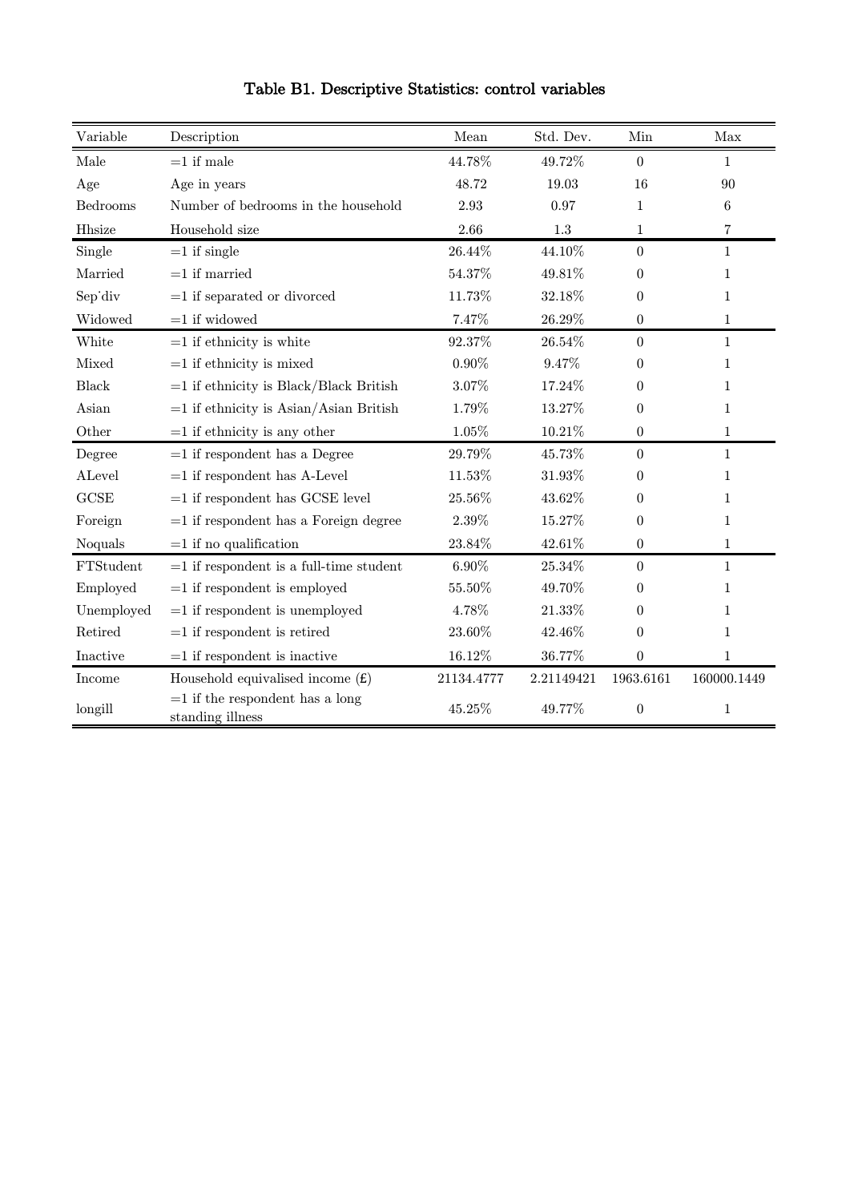# Table B1. Descriptive Statistics: control variables

| Variable | Description | Mean | Std. Dev. | Min | Max |
|---|---|---|---|---|---|
| Male | =1 if male | 44.78% | 49.72% | 0 | 1 |
| Age | Age in years | 48.72 | 19.03 | 16 | 90 |
| Bedrooms | Number of bedrooms in the household | 2.93 | 0.97 | 1 | 6 |
| Hhsize | Household size | 2.66 | 1.3 | 1 | 7 |
| Single | =1 if single | 26.44% | 44.10% | 0 | 1 |
| Married | =1 if married | 54.37% | 49.81% | 0 | 1 |
| Sep_div | =1 if separated or divorced | 11.73% | 32.18% | 0 | 1 |
| Widowed | =1 if widowed | 7.47% | 26.29% | 0 | 1 |
| White | =1 if ethnicity is white | 92.37% | 26.54% | 0 | 1 |
| Mixed | =1 if ethnicity is mixed | 0.90% | 9.47% | 0 | 1 |
| Black | =1 if ethnicity is Black/Black British | 3.07% | 17.24% | 0 | 1 |
| Asian | =1 if ethnicity is Asian/Asian British | 1.79% | 13.27% | 0 | 1 |
| Other | =1 if ethnicity is any other | 1.05% | 10.21% | 0 | 1 |
| Degree | =1 if respondent has a Degree | 29.79% | 45.73% | 0 | 1 |
| ALevel | =1 if respondent has A-Level | 11.53% | 31.93% | 0 | 1 |
| GCSE | =1 if respondent has GCSE level | 25.56% | 43.62% | 0 | 1 |
| Foreign | =1 if respondent has a Foreign degree | 2.39% | 15.27% | 0 | 1 |
| Noquals | =1 if no qualification | 23.84% | 42.61% | 0 | 1 |
| FTStudent | =1 if respondent is a full-time student | 6.90% | 25.34% | 0 | 1 |
| Employed | =1 if respondent is employed | 55.50% | 49.70% | 0 | 1 |
| Unemployed | =1 if respondent is unemployed | 4.78% | 21.33% | 0 | 1 |
| Retired | =1 if respondent is retired | 23.60% | 42.46% | 0 | 1 |
| Inactive | =1 if respondent is inactive | 16.12% | 36.77% | 0 | 1 |
| Income | Household equivalised income (£) | 21134.4777 | 2.21149421 | 1963.6161 | 160000.1449 |
| longill | =1 if the respondent has a long standing illness | 45.25% | 49.77% | 0 | 1 |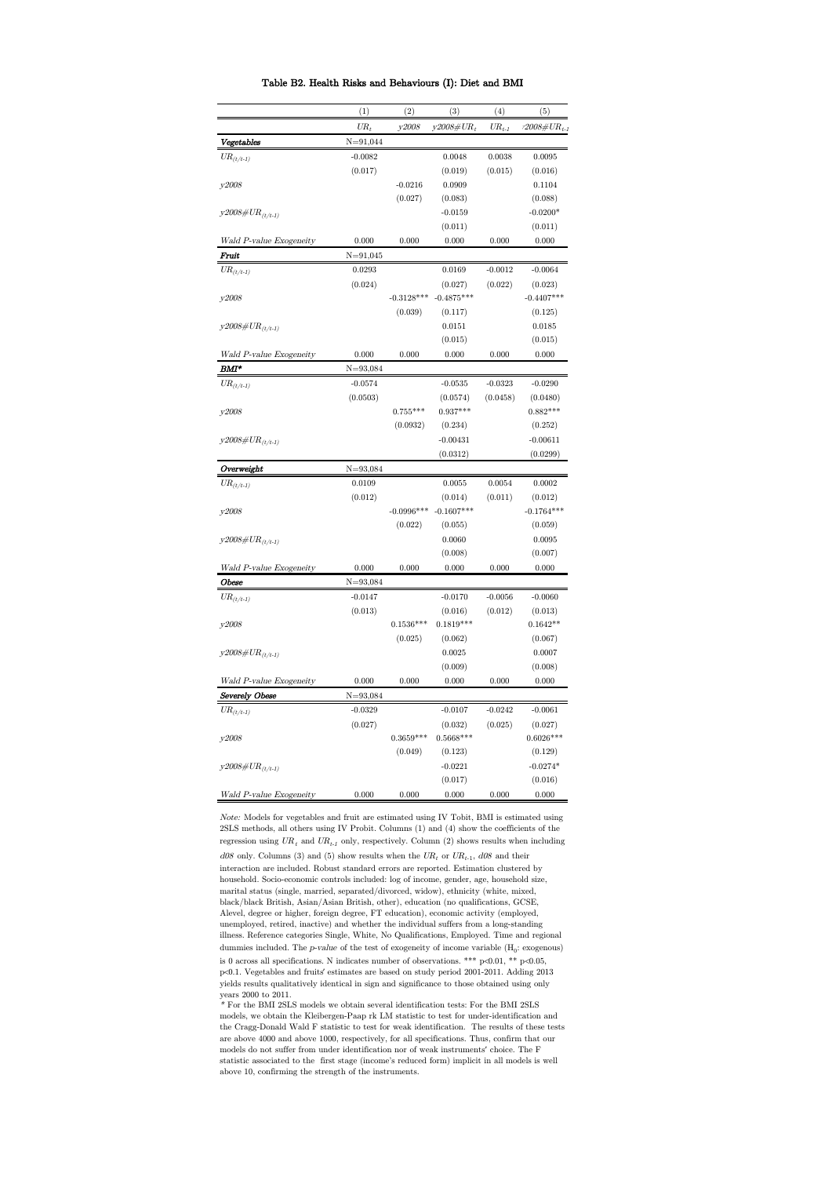# Table B2. Health Risks and Behaviours (I): Diet and BMI

| | (1) | (2) | (3) | (4) | (5) |
|---|---|---|---|---|---|
| | $UR_t$ | *y2008* | *y2008#UR$_t$* | $UR_{t-1}$ | *y2008#UR$_{t-1}$* |
| ***Vegetables*** | N=91,044 | | | | |
| $UR_{(t/t-1)}$ | -0.0082 | | 0.0048 | 0.0038 | 0.0095 |
| | (0.017) | | (0.019) | (0.015) | (0.016) |
| *y2008* | | -0.0216 | 0.0909 | | 0.1104 |
| | | (0.027) | (0.083) | | (0.088) |
| *y2008#UR$_{(t/t-1)}$* | | | -0.0159 | | -0.0200* |
| | | | (0.011) | | (0.011) |
| *Wald P-value Exogeneity* | 0.000 | 0.000 | 0.000 | 0.000 | 0.000 |
| ***Fruit*** | N=91,045 | | | | |
| $UR_{(t/t-1)}$ | 0.0293 | | 0.0169 | -0.0012 | -0.0064 |
| | (0.024) | | (0.027) | (0.022) | (0.023) |
| *y2008* | | -0.3128*** | -0.4875*** | | -0.4407*** |
| | | (0.039) | (0.117) | | (0.125) |
| *y2008#UR$_{(t/t-1)}$* | | | 0.0151 | | 0.0185 |
| | | | (0.015) | | (0.015) |
| *Wald P-value Exogeneity* | 0.000 | 0.000 | 0.000 | 0.000 | 0.000 |
| ***BMI**** | N=93,084 | | | | |
| $UR_{(t/t-1)}$ | -0.0574 | | -0.0535 | -0.0323 | -0.0290 |
| | (0.0503) | | (0.0574) | (0.0458) | (0.0480) |
| *y2008* | | 0.755*** | 0.937*** | | 0.882*** |
| | | (0.0932) | (0.234) | | (0.252) |
| *y2008#UR$_{(t/t-1)}$* | | | -0.00431 | | -0.00611 |
| | | | (0.0312) | | (0.0299) |
| ***Overweight*** | N=93,084 | | | | |
| $UR_{(t/t-1)}$ | 0.0109 | | 0.0055 | 0.0054 | 0.0002 |
| | (0.012) | | (0.014) | (0.011) | (0.012) |
| *y2008* | | -0.0996*** | -0.1607*** | | -0.1764*** |
| | | (0.022) | (0.055) | | (0.059) |
| *y2008#UR$_{(t/t-1)}$* | | | 0.0060 | | 0.0095 |
| | | | (0.008) | | (0.007) |
| *Wald P-value Exogeneity* | 0.000 | 0.000 | 0.000 | 0.000 | 0.000 |
| ***Obese*** | N=93,084 | | | | |
| $UR_{(t/t-1)}$ | -0.0147 | | -0.0170 | -0.0056 | -0.0060 |
| | (0.013) | | (0.016) | (0.012) | (0.013) |
| *y2008* | | 0.1536*** | 0.1819*** | | 0.1642** |
| | | (0.025) | (0.062) | | (0.067) |
| *y2008#UR$_{(t/t-1)}$* | | | 0.0025 | | 0.0007 |
| | | | (0.009) | | (0.008) |
| *Wald P-value Exogeneity* | 0.000 | 0.000 | 0.000 | 0.000 | 0.000 |
| ***Severely Obese*** | N=93,084 | | | | |
| $UR_{(t/t-1)}$ | -0.0329 | | -0.0107 | -0.0242 | -0.0061 |
| | (0.027) | | (0.032) | (0.025) | (0.027) |
| *y2008* | | 0.3659*** | 0.5668*** | | 0.6026*** |
| | | (0.049) | (0.123) | | (0.129) |
| *y2008#UR$_{(t/t-1)}$* | | | -0.0221 | | -0.0274* |
| | | | (0.017) | | (0.016) |
| *Wald P-value Exogeneity* | 0.000 | 0.000 | 0.000 | 0.000 | 0.000 |

*Note:* Models for vegetables and fruit are estimated using IV Tobit, BMI is estimated using 2SLS methods, all others using IV Probit. Columns (1) and (4) show the coefficients of the regression using $UR_t$ and $UR_{t-1}$ only, respectively. Column (2) shows results when including *d08* only. Columns (3) and (5) show results when the $UR_t$ or $UR_{t-1}$, *d08* and their interaction are included. Robust standard errors are reported. Estimation clustered by household. Socio-economic controls included: log of income, gender, age, household size, marital status (single, married, separated/divorced, widow), ethnicity (white, mixed, black/black British, Asian/Asian British, other), education (no qualifications, GCSE, Alevel, degree or higher, foreign degree, FT education), economic activity (employed, unemployed, retired, inactive) and whether the individual suffers from a long-standing illness. Reference categories Single, White, No Qualifications, Employed. Time and regional dummies included. The *p-value* of the test of exogeneity of income variable ($H_0$: exogenous) is 0 across all specifications. N indicates number of observations. *** p<0.01, ** p<0.05, p<0.1. Vegetables and fruits' estimates are based on study period 2001-2011. Adding 2013 yields results qualitatively identical in sign and significance to those obtained using only years 2000 to 2011.

\* For the BMI 2SLS models we obtain several identification tests: For the BMI 2SLS models, we obtain the Kleibergen-Paap rk LM statistic to test for under-identification and the Cragg-Donald Wald F statistic to test for weak identification. The results of these tests are above 4000 and above 1000, respectively, for all specifications. Thus, confirm that our models do not suffer from under identification nor of weak instruments' choice. The F statistic associated to the first stage (income's reduced form) implicit in all models is well above 10, confirming the strength of the instruments.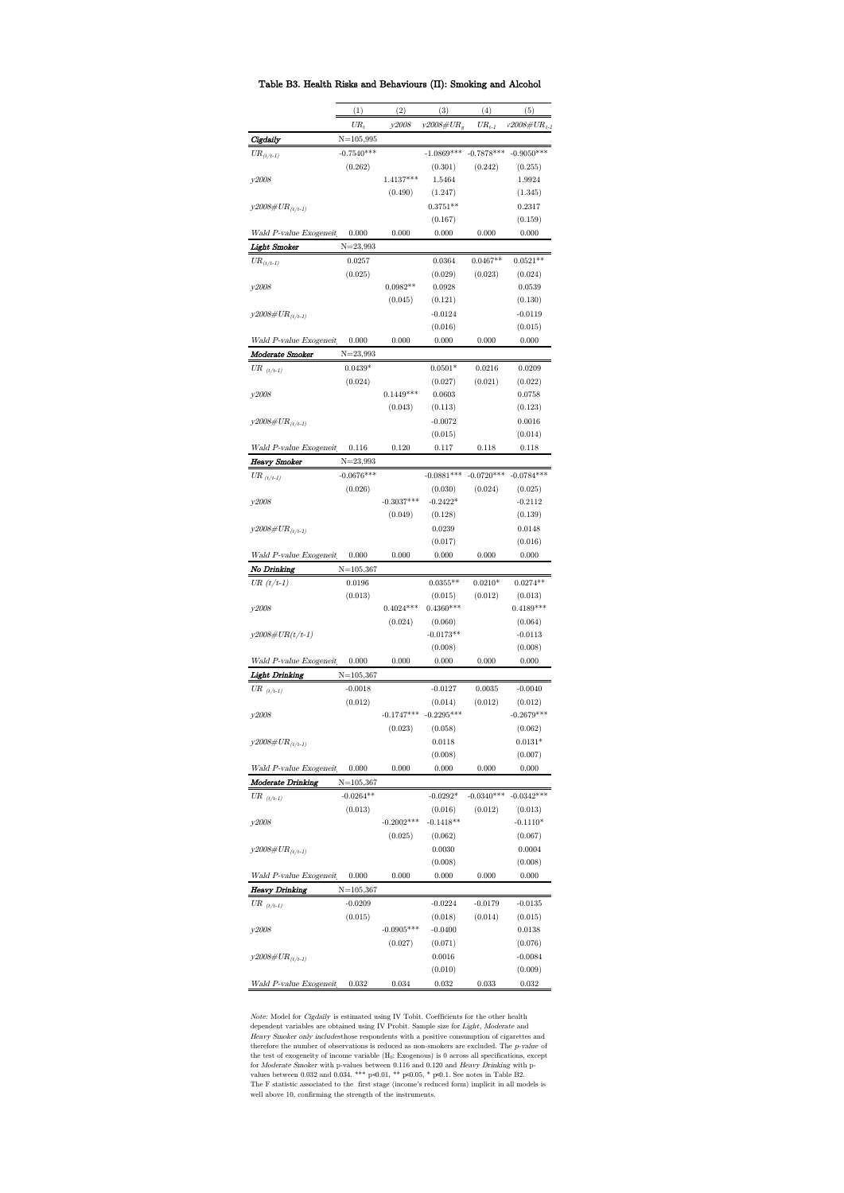### Table B3. Health Risks and Behaviours (II): Smoking and Alcohol

| | (1) | (2) | (3) | (4) | (5) |
|---|---|---|---|---|---|
| | $UR_t$ | *y2008* | $y2008\#UR_t$ | $UR_{t-1}$ | $y2008\#UR_{t-1}$ |
| ***Cigdaily*** | N=105,995 | | | | |
| $UR_{(t/t-1)}$ | -0.7540*** | | -1.0869*** | -0.7878*** | -0.9050*** |
| | (0.262) | | (0.301) | (0.242) | (0.255) |
| *y2008* | | 1.4137*** | 1.5464 | | 1.9924 |
| | | (0.490) | (1.247) | | (1.345) |
| $y2008\#UR_{(t/t-1)}$ | | | 0.3751** | | 0.2317 |
| | | | (0.167) | | (0.159) |
| *Wald P-value Exogeneity* | 0.000 | 0.000 | 0.000 | 0.000 | 0.000 |
| ***Light Smoker*** | N=23,993 | | | | |
| $UR_{(t/t-1)}$ | 0.0257 | | 0.0364 | 0.0467** | 0.0521** |
| | (0.025) | | (0.029) | (0.023) | (0.024) |
| *y2008* | | 0.0982** | 0.0928 | | 0.0539 |
| | | (0.045) | (0.121) | | (0.130) |
| $y2008\#UR_{(t/t-1)}$ | | | -0.0124 | | -0.0119 |
| | | | (0.016) | | (0.015) |
| *Wald P-value Exogeneity* | 0.000 | 0.000 | 0.000 | 0.000 | 0.000 |
| ***Moderate Smoker*** | N=23,993 | | | | |
| $UR_{(t/t-1)}$ | 0.0439* | | 0.0501* | 0.0216 | 0.0209 |
| | (0.024) | | (0.027) | (0.021) | (0.022) |
| *y2008* | | 0.1449*** | 0.0603 | | 0.0758 |
| | | (0.043) | (0.113) | | (0.123) |
| $y2008\#UR_{(t/t-1)}$ | | | -0.0072 | | 0.0016 |
| | | | (0.015) | | (0.014) |
| *Wald P-value Exogeneity* | 0.116 | 0.120 | 0.117 | 0.118 | 0.118 |
| ***Heavy Smoker*** | N=23,993 | | | | |
| $UR_{(t/t-1)}$ | -0.0676*** | | -0.0881*** | -0.0720*** | -0.0784*** |
| | (0.026) | | (0.030) | (0.024) | (0.025) |
| *y2008* | | -0.3037*** | -0.2422* | | -0.2112 |
| | | (0.049) | (0.128) | | (0.139) |
| $y2008\#UR_{(t/t-1)}$ | | | 0.0239 | | 0.0148 |
| | | | (0.017) | | (0.016) |
| *Wald P-value Exogeneity* | 0.000 | 0.000 | 0.000 | 0.000 | 0.000 |
| ***No Drinking*** | N=105,367 | | | | |
| *UR (t/t-1)* | 0.0196 | | 0.0355** | 0.0210* | 0.0274** |
| | (0.013) | | (0.015) | (0.012) | (0.013) |
| *y2008* | | 0.4024*** | 0.4360*** | | 0.4189*** |
| | | (0.024) | (0.060) | | (0.064) |
| *y2008#UR(t/t-1)* | | | -0.0173** | | -0.0113 |
| | | | (0.008) | | (0.008) |
| *Wald P-value Exogeneity* | 0.000 | 0.000 | 0.000 | 0.000 | 0.000 |
| ***Light Drinking*** | N=105,367 | | | | |
| $UR_{(t/t-1)}$ | -0.0018 | | -0.0127 | 0.0035 | -0.0040 |
| | (0.012) | | (0.014) | (0.012) | (0.012) |
| *y2008* | | -0.1747*** | -0.2295*** | | -0.2679*** |
| | | (0.023) | (0.058) | | (0.062) |
| $y2008\#UR_{(t/t-1)}$ | | | 0.0118 | | 0.0131* |
| | | | (0.008) | | (0.007) |
| *Wald P-value Exogeneity* | 0.000 | 0.000 | 0.000 | 0.000 | 0.000 |
| ***Moderate Drinking*** | N=105,367 | | | | |
| $UR_{(t/t-1)}$ | -0.0264** | | -0.0292* | -0.0340*** | -0.0342*** |
| | (0.013) | | (0.016) | (0.012) | (0.013) |
| *y2008* | | -0.2002*** | -0.1418** | | -0.1110* |
| | | (0.025) | (0.062) | | (0.067) |
| $y2008\#UR_{(t/t-1)}$ | | | 0.0030 | | 0.0004 |
| | | | (0.008) | | (0.008) |
| *Wald P-value Exogeneity* | 0.000 | 0.000 | 0.000 | 0.000 | 0.000 |
| ***Heavy Drinking*** | N=105,367 | | | | |
| $UR_{(t/t-1)}$ | -0.0209 | | -0.0224 | -0.0179 | -0.0135 |
| | (0.015) | | (0.018) | (0.014) | (0.015) |
| *y2008* | | -0.0905*** | -0.0400 | | 0.0138 |
| | | (0.027) | (0.071) | | (0.076) |
| $y2008\#UR_{(t/t-1)}$ | | | 0.0016 | | -0.0084 |
| | | | (0.010) | | (0.009) |
| *Wald P-value Exogeneity* | 0.032 | 0.034 | 0.032 | 0.033 | 0.032 |

*Note:* Model for *Cigdaily* is estimated using IV Tobit. Coefficients for the other health dependent variables are obtained using IV Probit. Sample size for *Light*, *Moderate* and *Heavy Smoker only includes*those respondents with a positive consumption of cigarettes and therefore the number of observations is reduced as non-smokers are excluded. The *p-value* of the test of exogeneity of income variable ($H_0$: Exogenous) is 0 across all specifications, except for *Moderate Smoker* with p-values between 0.116 and 0.120 and *Heavy Drinking* with p-values between 0.032 and 0.034. *** p<0.01, ** p<0.05, * p<0.1. See notes in Table B2. The F statistic associated to the first stage (income's reduced form) implicit in all models is well above 10, confirming the strength of the instruments.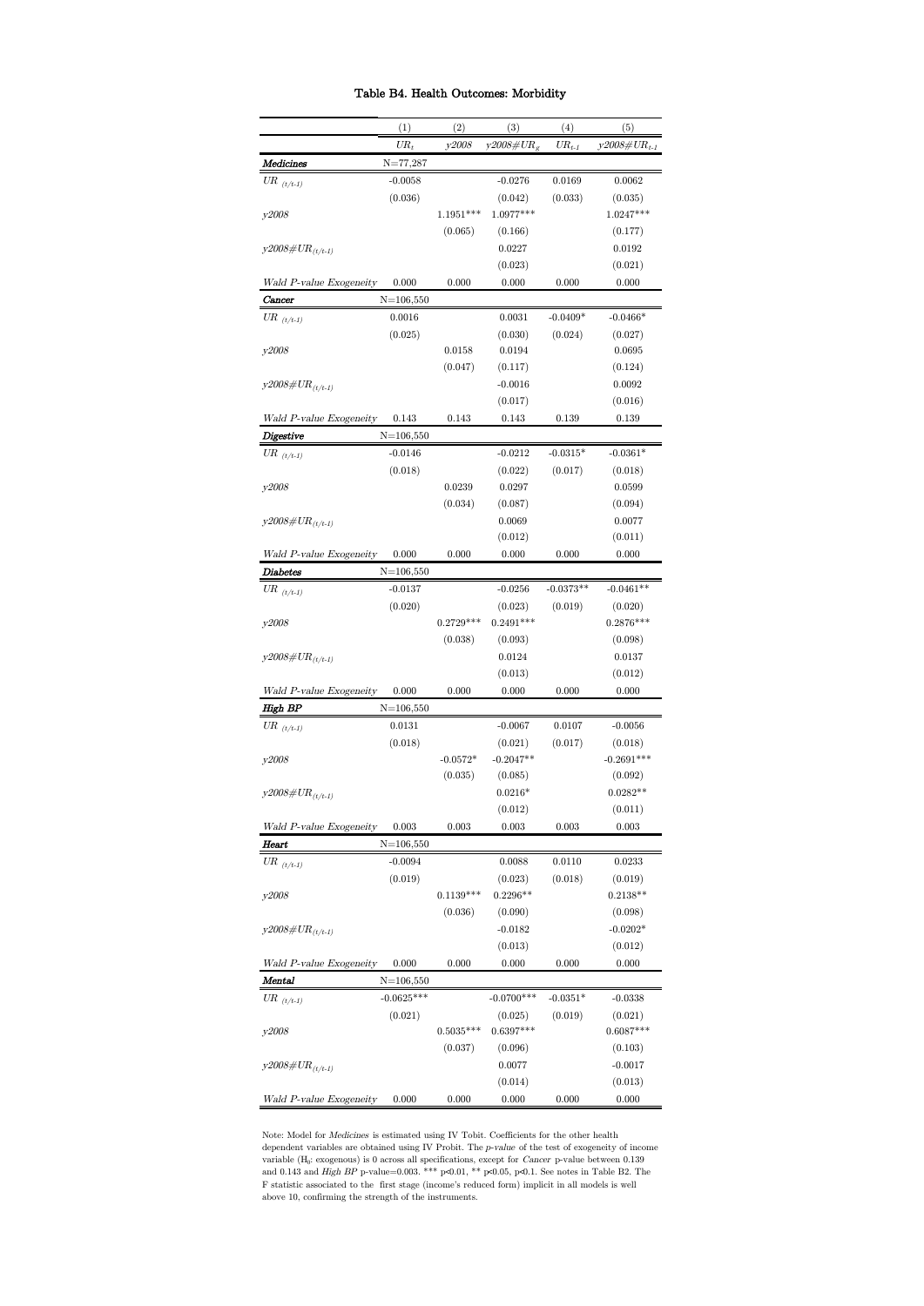### Table B4. Health Outcomes: Morbidity

| | (1) | (2) | (3) | (4) | (5) |
|---|---|---|---|---|---|
| | $UR_t$ | *y2008* | *y2008#UR$_g$* | $UR_{t-1}$ | *y2008#UR$_{t-1}$* |
| ***Medicines*** | N=77,287 | | | | |
| $UR_{(t/t-1)}$ | -0.0058 | | -0.0276 | 0.0169 | 0.0062 |
| | (0.036) | | (0.042) | (0.033) | (0.035) |
| *y2008* | | 1.1951*** | 1.0977*** | | 1.0247*** |
| | | (0.065) | (0.166) | | (0.177) |
| *y2008#UR$_{(t/t-1)}$* | | | 0.0227 | | 0.0192 |
| | | | (0.023) | | (0.021) |
| *Wald P-value Exogeneity* | 0.000 | 0.000 | 0.000 | 0.000 | 0.000 |
| ***Cancer*** | N=106,550 | | | | |
| $UR_{(t/t-1)}$ | 0.0016 | | 0.0031 | -0.0409* | -0.0466* |
| | (0.025) | | (0.030) | (0.024) | (0.027) |
| *y2008* | | 0.0158 | 0.0194 | | 0.0695 |
| | | (0.047) | (0.117) | | (0.124) |
| *y2008#UR$_{(t/t-1)}$* | | | -0.0016 | | 0.0092 |
| | | | (0.017) | | (0.016) |
| *Wald P-value Exogeneity* | 0.143 | 0.143 | 0.143 | 0.139 | 0.139 |
| ***Digestive*** | N=106,550 | | | | |
| $UR_{(t/t-1)}$ | -0.0146 | | -0.0212 | -0.0315* | -0.0361* |
| | (0.018) | | (0.022) | (0.017) | (0.018) |
| *y2008* | | 0.0239 | 0.0297 | | 0.0599 |
| | | (0.034) | (0.087) | | (0.094) |
| *y2008#UR$_{(t/t-1)}$* | | | 0.0069 | | 0.0077 |
| | | | (0.012) | | (0.011) |
| *Wald P-value Exogeneity* | 0.000 | 0.000 | 0.000 | 0.000 | 0.000 |
| ***Diabetes*** | N=106,550 | | | | |
| $UR_{(t/t-1)}$ | -0.0137 | | -0.0256 | -0.0373** | -0.0461** |
| | (0.020) | | (0.023) | (0.019) | (0.020) |
| *y2008* | | 0.2729*** | 0.2491*** | | 0.2876*** |
| | | (0.038) | (0.093) | | (0.098) |
| *y2008#UR$_{(t/t-1)}$* | | | 0.0124 | | 0.0137 |
| | | | (0.013) | | (0.012) |
| *Wald P-value Exogeneity* | 0.000 | 0.000 | 0.000 | 0.000 | 0.000 |
| ***High BP*** | N=106,550 | | | | |
| $UR_{(t/t-1)}$ | 0.0131 | | -0.0067 | 0.0107 | -0.0056 |
| | (0.018) | | (0.021) | (0.017) | (0.018) |
| *y2008* | | -0.0572* | -0.2047** | | -0.2691*** |
| | | (0.035) | (0.085) | | (0.092) |
| *y2008#UR$_{(t/t-1)}$* | | | 0.0216* | | 0.0282** |
| | | | (0.012) | | (0.011) |
| *Wald P-value Exogeneity* | 0.003 | 0.003 | 0.003 | 0.003 | 0.003 |
| ***Heart*** | N=106,550 | | | | |
| $UR_{(t/t-1)}$ | -0.0094 | | 0.0088 | 0.0110 | 0.0233 |
| | (0.019) | | (0.023) | (0.018) | (0.019) |
| *y2008* | | 0.1139*** | 0.2296** | | 0.2138** |
| | | (0.036) | (0.090) | | (0.098) |
| *y2008#UR$_{(t/t-1)}$* | | | -0.0182 | | -0.0202* |
| | | | (0.013) | | (0.012) |
| *Wald P-value Exogeneity* | 0.000 | 0.000 | 0.000 | 0.000 | 0.000 |
| ***Mental*** | N=106,550 | | | | |
| $UR_{(t/t-1)}$ | -0.0625*** | | -0.0700*** | -0.0351* | -0.0338 |
| | (0.021) | | (0.025) | (0.019) | (0.021) |
| *y2008* | | 0.5035*** | 0.6397*** | | 0.6087*** |
| | | (0.037) | (0.096) | | (0.103) |
| *y2008#UR$_{(t/t-1)}$* | | | 0.0077 | | -0.0017 |
| | | | (0.014) | | (0.013) |
| *Wald P-value Exogeneity* | 0.000 | 0.000 | 0.000 | 0.000 | 0.000 |

Note: Model for *Medicines* is estimated using IV Tobit. Coefficients for the other health dependent variables are obtained using IV Probit. The *p-value* of the test of exogeneity of income variable ($H_0$: exogenous) is 0 across all specifications, except for *Cancer* p-value between 0.139 and 0.143 and *High BP* p-value=0.003. *** p<0.01, ** p<0.05, p<0.1. See notes in Table B2. The F statistic associated to the first stage (income's reduced form) implicit in all models is well above 10, confirming the strength of the instruments.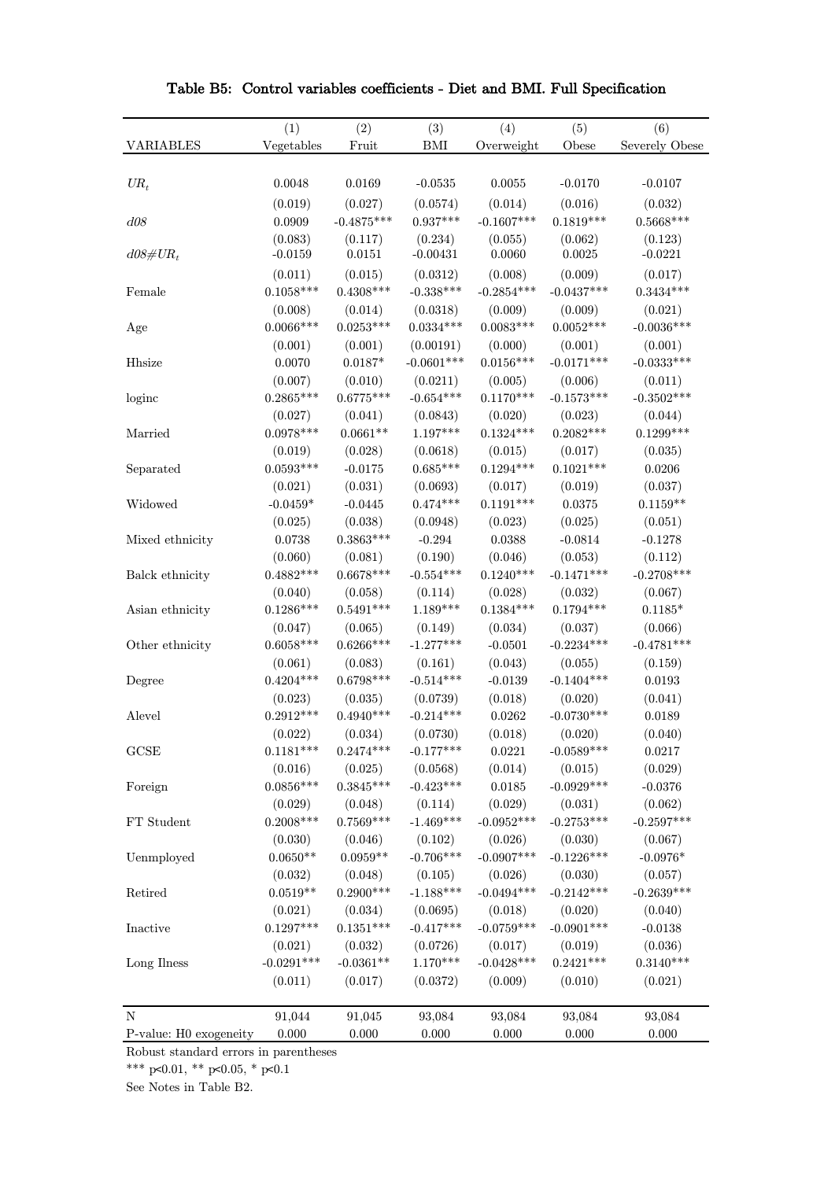**Table B5: Control variables coefficients - Diet and BMI. Full Specification**

| VARIABLES | (1) Vegetables | (2) Fruit | (3) BMI | (4) Overweight | (5) Obese | (6) Severely Obese |
|---|---|---|---|---|---|---|
| $UR_t$ | 0.0048 | 0.0169 | -0.0535 | 0.0055 | -0.0170 | -0.0107 |
| | (0.019) | (0.027) | (0.0574) | (0.014) | (0.016) | (0.032) |
| *d08* | 0.0909 | -0.4875*** | 0.937*** | -0.1607*** | 0.1819*** | 0.5668*** |
| | (0.083) | (0.117) | (0.234) | (0.055) | (0.062) | (0.123) |
| $d08\#UR_t$ | -0.0159 | 0.0151 | -0.00431 | 0.0060 | 0.0025 | -0.0221 |
| | (0.011) | (0.015) | (0.0312) | (0.008) | (0.009) | (0.017) |
| Female | 0.1058*** | 0.4308*** | -0.338*** | -0.2854*** | -0.0437*** | 0.3434*** |
| | (0.008) | (0.014) | (0.0318) | (0.009) | (0.009) | (0.021) |
| Age | 0.0066*** | 0.0253*** | 0.0334*** | 0.0083*** | 0.0052*** | -0.0036*** |
| | (0.001) | (0.001) | (0.00191) | (0.000) | (0.001) | (0.001) |
| Hhsize | 0.0070 | 0.0187* | -0.0601*** | 0.0156*** | -0.0171*** | -0.0333*** |
| | (0.007) | (0.010) | (0.0211) | (0.005) | (0.006) | (0.011) |
| loginc | 0.2865*** | 0.6775*** | -0.654*** | 0.1170*** | -0.1573*** | -0.3502*** |
| | (0.027) | (0.041) | (0.0843) | (0.020) | (0.023) | (0.044) |
| Married | 0.0978*** | 0.0661** | 1.197*** | 0.1324*** | 0.2082*** | 0.1299*** |
| | (0.019) | (0.028) | (0.0618) | (0.015) | (0.017) | (0.035) |
| Separated | 0.0593*** | -0.0175 | 0.685*** | 0.1294*** | 0.1021*** | 0.0206 |
| | (0.021) | (0.031) | (0.0693) | (0.017) | (0.019) | (0.037) |
| Widowed | -0.0459* | -0.0445 | 0.474*** | 0.1191*** | 0.0375 | 0.1159** |
| | (0.025) | (0.038) | (0.0948) | (0.023) | (0.025) | (0.051) |
| Mixed ethnicity | 0.0738 | 0.3863*** | -0.294 | 0.0388 | -0.0814 | -0.1278 |
| | (0.060) | (0.081) | (0.190) | (0.046) | (0.053) | (0.112) |
| Balck ethnicity | 0.4882*** | 0.6678*** | -0.554*** | 0.1240*** | -0.1471*** | -0.2708*** |
| | (0.040) | (0.058) | (0.114) | (0.028) | (0.032) | (0.067) |
| Asian ethnicity | 0.1286*** | 0.5491*** | 1.189*** | 0.1384*** | 0.1794*** | 0.1185* |
| | (0.047) | (0.065) | (0.149) | (0.034) | (0.037) | (0.066) |
| Other ethnicity | 0.6058*** | 0.6266*** | -1.277*** | -0.0501 | -0.2234*** | -0.4781*** |
| | (0.061) | (0.083) | (0.161) | (0.043) | (0.055) | (0.159) |
| Degree | 0.4204*** | 0.6798*** | -0.514*** | -0.0139 | -0.1404*** | 0.0193 |
| | (0.023) | (0.035) | (0.0739) | (0.018) | (0.020) | (0.041) |
| Alevel | 0.2912*** | 0.4940*** | -0.214*** | 0.0262 | -0.0730*** | 0.0189 |
| | (0.022) | (0.034) | (0.0730) | (0.018) | (0.020) | (0.040) |
| GCSE | 0.1181*** | 0.2474*** | -0.177*** | 0.0221 | -0.0589*** | 0.0217 |
| | (0.016) | (0.025) | (0.0568) | (0.014) | (0.015) | (0.029) |
| Foreign | 0.0856*** | 0.3845*** | -0.423*** | 0.0185 | -0.0929*** | -0.0376 |
| | (0.029) | (0.048) | (0.114) | (0.029) | (0.031) | (0.062) |
| FT Student | 0.2008*** | 0.7569*** | -1.469*** | -0.0952*** | -0.2753*** | -0.2597*** |
| | (0.030) | (0.046) | (0.102) | (0.026) | (0.030) | (0.067) |
| Uenmployed | 0.0650** | 0.0959** | -0.706*** | -0.0907*** | -0.1226*** | -0.0976* |
| | (0.032) | (0.048) | (0.105) | (0.026) | (0.030) | (0.057) |
| Retired | 0.0519** | 0.2900*** | -1.188*** | -0.0494*** | -0.2142*** | -0.2639*** |
| | (0.021) | (0.034) | (0.0695) | (0.018) | (0.020) | (0.040) |
| Inactive | 0.1297*** | 0.1351*** | -0.417*** | -0.0759*** | -0.0901*** | -0.0138 |
| | (0.021) | (0.032) | (0.0726) | (0.017) | (0.019) | (0.036) |
| Long Ilness | -0.0291*** | -0.0361** | 1.170*** | -0.0428*** | 0.2421*** | 0.3140*** |
| | (0.011) | (0.017) | (0.0372) | (0.009) | (0.010) | (0.021) |
| N | 91,044 | 91,045 | 93,084 | 93,084 | 93,084 | 93,084 |
| P-value: H0 exogeneity | 0.000 | 0.000 | 0.000 | 0.000 | 0.000 | 0.000 |

Robust standard errors in parentheses

*** p<0.01, ** p<0.05, * p<0.1

See Notes in Table B2.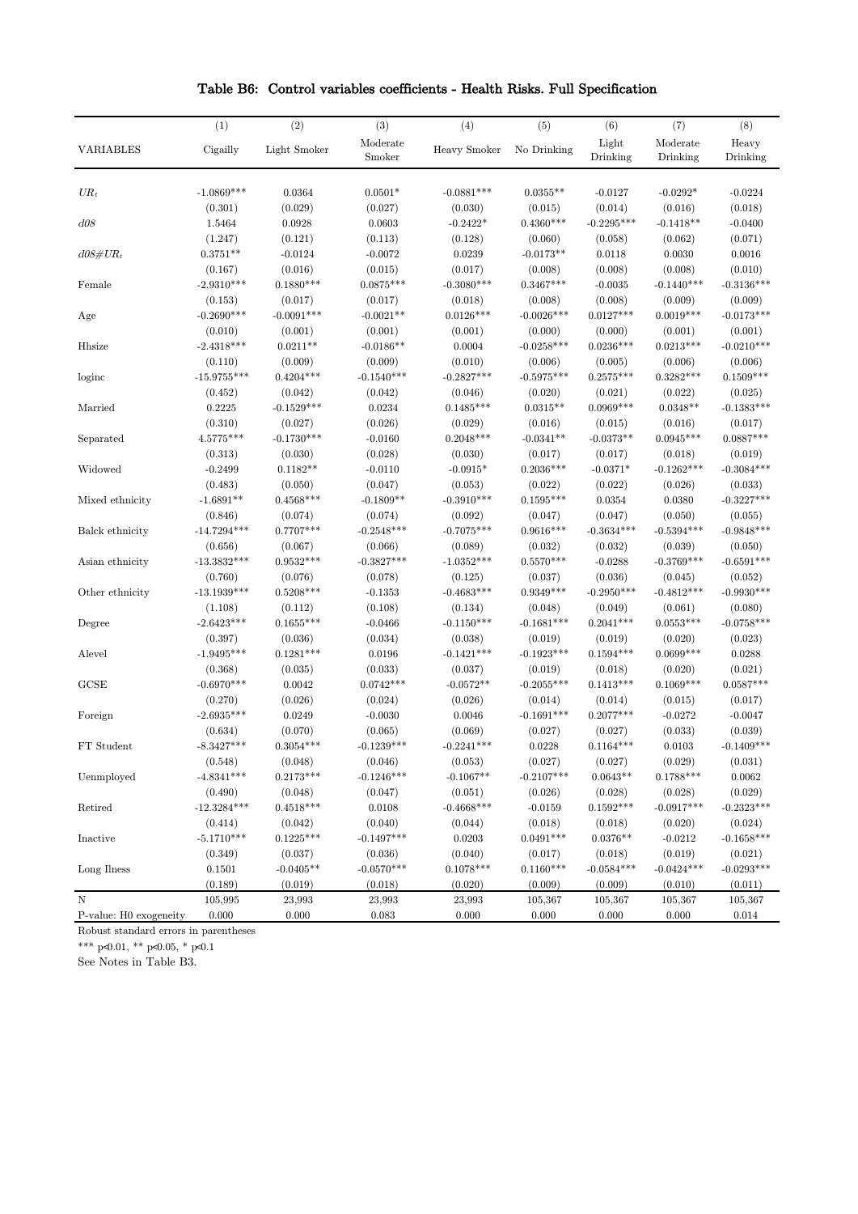# Table B6: Control variables coefficients - Health Risks. Full Specification

| VARIABLES | (1) Cigailly | (2) Light Smoker | (3) Moderate Smoker | (4) Heavy Smoker | (5) No Drinking | (6) Light Drinking | (7) Moderate Drinking | (8) Heavy Drinking |
|---|---|---|---|---|---|---|---|---|
| $UR_t$ | -1.0869*** | 0.0364 | 0.0501* | -0.0881*** | 0.0355** | -0.0127 | -0.0292* | -0.0224 |
| | (0.301) | (0.029) | (0.027) | (0.030) | (0.015) | (0.014) | (0.016) | (0.018) |
| *d08* | 1.5464 | 0.0928 | 0.0603 | -0.2422* | 0.4360*** | -0.2295*** | -0.1418** | -0.0400 |
| | (1.247) | (0.121) | (0.113) | (0.128) | (0.060) | (0.058) | (0.062) | (0.071) |
| $d08\#UR_t$ | 0.3751** | -0.0124 | -0.0072 | 0.0239 | -0.0173** | 0.0118 | 0.0030 | 0.0016 |
| | (0.167) | (0.016) | (0.015) | (0.017) | (0.008) | (0.008) | (0.008) | (0.010) |
| Female | -2.9310*** | 0.1880*** | 0.0875*** | -0.3080*** | 0.3467*** | -0.0035 | -0.1440*** | -0.3136*** |
| | (0.153) | (0.017) | (0.017) | (0.018) | (0.008) | (0.008) | (0.009) | (0.009) |
| Age | -0.2690*** | -0.0091*** | -0.0021** | 0.0126*** | -0.0026*** | 0.0127*** | 0.0019*** | -0.0173*** |
| | (0.010) | (0.001) | (0.001) | (0.001) | (0.000) | (0.000) | (0.001) | (0.001) |
| Hhsize | -2.4318*** | 0.0211** | -0.0186** | 0.0004 | -0.0258*** | 0.0236*** | 0.0213*** | -0.0210*** |
| | (0.110) | (0.009) | (0.009) | (0.010) | (0.006) | (0.005) | (0.006) | (0.006) |
| loginc | -15.9755*** | 0.4204*** | -0.1540*** | -0.2827*** | -0.5975*** | 0.2575*** | 0.3282*** | 0.1509*** |
| | (0.452) | (0.042) | (0.042) | (0.046) | (0.020) | (0.021) | (0.022) | (0.025) |
| Married | 0.2225 | -0.1529*** | 0.0234 | 0.1485*** | 0.0315** | 0.0969*** | 0.0348** | -0.1383*** |
| | (0.310) | (0.027) | (0.026) | (0.029) | (0.016) | (0.015) | (0.016) | (0.017) |
| Separated | 4.5775*** | -0.1730*** | -0.0160 | 0.2048*** | -0.0341** | -0.0373** | 0.0945*** | 0.0887*** |
| | (0.313) | (0.030) | (0.028) | (0.030) | (0.017) | (0.017) | (0.018) | (0.019) |
| Widowed | -0.2499 | 0.1182** | -0.0110 | -0.0915* | 0.2036*** | -0.0371* | -0.1262*** | -0.3084*** |
| | (0.483) | (0.050) | (0.047) | (0.053) | (0.022) | (0.022) | (0.026) | (0.033) |
| Mixed ethnicity | -1.6891** | 0.4568*** | -0.1809** | -0.3910*** | 0.1595*** | 0.0354 | 0.0380 | -0.3227*** |
| | (0.846) | (0.074) | (0.074) | (0.092) | (0.047) | (0.047) | (0.050) | (0.055) |
| Balck ethnicity | -14.7294*** | 0.7707*** | -0.2548*** | -0.7075*** | 0.9616*** | -0.3634*** | -0.5394*** | -0.9848*** |
| | (0.656) | (0.067) | (0.066) | (0.089) | (0.032) | (0.032) | (0.039) | (0.050) |
| Asian ethnicity | -13.3832*** | 0.9532*** | -0.3827*** | -1.0352*** | 0.5570*** | -0.0288 | -0.3769*** | -0.6591*** |
| | (0.760) | (0.076) | (0.078) | (0.125) | (0.037) | (0.036) | (0.045) | (0.052) |
| Other ethnicity | -13.1939*** | 0.5208*** | -0.1353 | -0.4683*** | 0.9349*** | -0.2950*** | -0.4812*** | -0.9930*** |
| | (1.108) | (0.112) | (0.108) | (0.134) | (0.048) | (0.049) | (0.061) | (0.080) |
| Degree | -2.6423*** | 0.1655*** | -0.0466 | -0.1150*** | -0.1681*** | 0.2041*** | 0.0553*** | -0.0758*** |
| | (0.397) | (0.036) | (0.034) | (0.038) | (0.019) | (0.019) | (0.020) | (0.023) |
| Alevel | -1.9495*** | 0.1281*** | 0.0196 | -0.1421*** | -0.1923*** | 0.1594*** | 0.0699*** | 0.0288 |
| | (0.368) | (0.035) | (0.033) | (0.037) | (0.019) | (0.018) | (0.020) | (0.021) |
| GCSE | -0.6970*** | 0.0042 | 0.0742*** | -0.0572** | -0.2055*** | 0.1413*** | 0.1069*** | 0.0587*** |
| | (0.270) | (0.026) | (0.024) | (0.026) | (0.014) | (0.014) | (0.015) | (0.017) |
| Foreign | -2.6935*** | 0.0249 | -0.0030 | 0.0046 | -0.1691*** | 0.2077*** | -0.0272 | -0.0047 |
| | (0.634) | (0.070) | (0.065) | (0.069) | (0.027) | (0.027) | (0.033) | (0.039) |
| FT Student | -8.3427*** | 0.3054*** | -0.1239*** | -0.2241*** | 0.0228 | 0.1164*** | 0.0103 | -0.1409*** |
| | (0.548) | (0.048) | (0.046) | (0.053) | (0.027) | (0.027) | (0.029) | (0.031) |
| Uenmployed | -4.8341*** | 0.2173*** | -0.1246*** | -0.1067** | -0.2107*** | 0.0643** | 0.1788*** | 0.0062 |
| | (0.490) | (0.048) | (0.047) | (0.051) | (0.026) | (0.028) | (0.028) | (0.029) |
| Retired | -12.3284*** | 0.4518*** | 0.0108 | -0.4668*** | -0.0159 | 0.1592*** | -0.0917*** | -0.2323*** |
| | (0.414) | (0.042) | (0.040) | (0.044) | (0.018) | (0.018) | (0.020) | (0.024) |
| Inactive | -5.1710*** | 0.1225*** | -0.1497*** | 0.0203 | 0.0491*** | 0.0376** | -0.0212 | -0.1658*** |
| | (0.349) | (0.037) | (0.036) | (0.040) | (0.017) | (0.018) | (0.019) | (0.021) |
| Long Ilness | 0.1501 | -0.0405** | -0.0570*** | 0.1078*** | 0.1160*** | -0.0584*** | -0.0424*** | -0.0293*** |
| | (0.189) | (0.019) | (0.018) | (0.020) | (0.009) | (0.009) | (0.010) | (0.011) |
| N | 105,995 | 23,993 | 23,993 | 23,993 | 105,367 | 105,367 | 105,367 | 105,367 |
| P-value: H0 exogeneity | 0.000 | 0.000 | 0.083 | 0.000 | 0.000 | 0.000 | 0.000 | 0.014 |

Robust standard errors in parentheses

*** p<0.01, ** p<0.05, * p<0.1

See Notes in Table B3.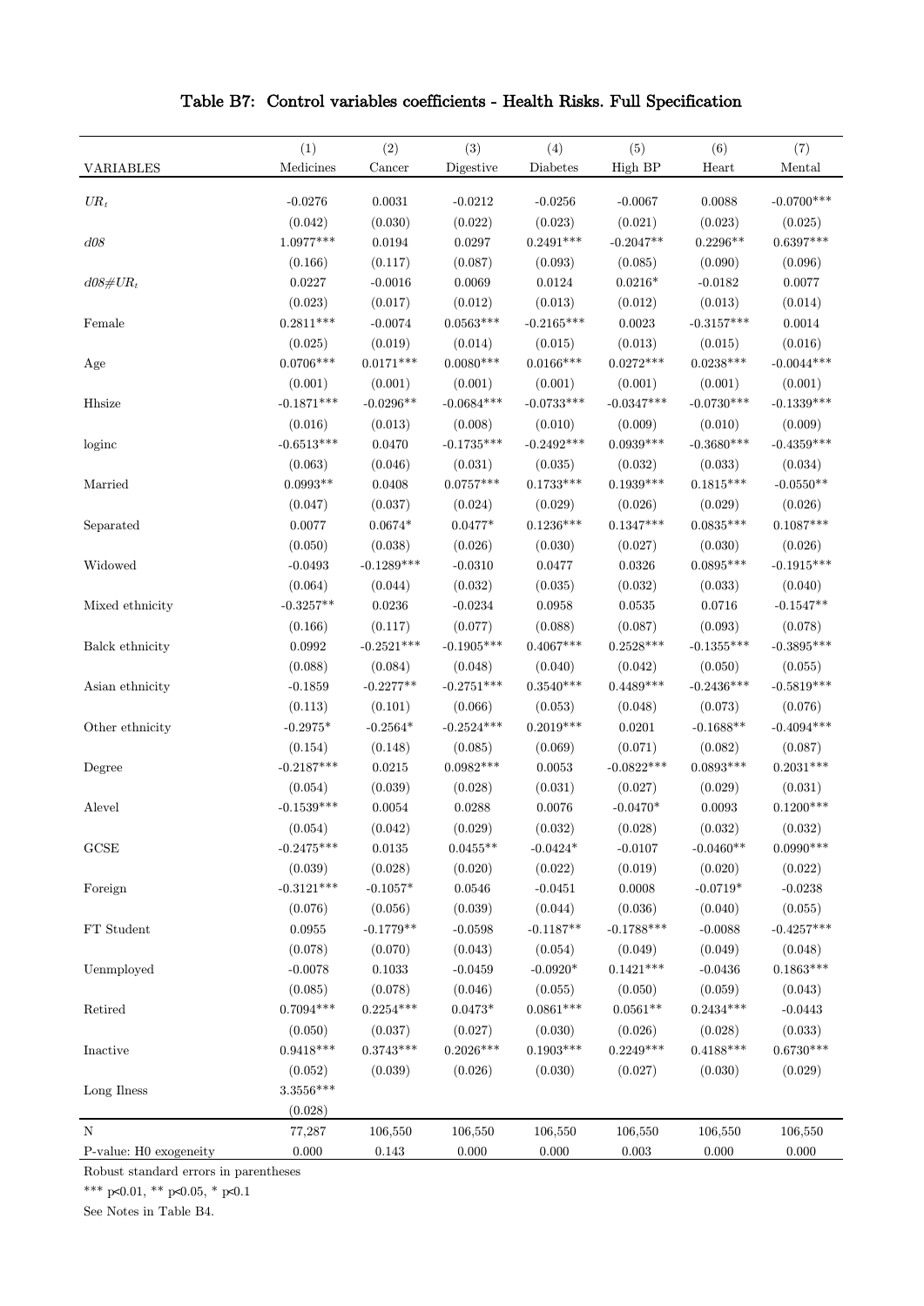# Table B7: Control variables coefficients - Health Risks. Full Specification

| VARIABLES | (1) Medicines | (2) Cancer | (3) Digestive | (4) Diabetes | (5) High BP | (6) Heart | (7) Mental |
|---|---|---|---|---|---|---|---|
| $UR_t$ | -0.0276 | 0.0031 | -0.0212 | -0.0256 | -0.0067 | 0.0088 | -0.0700*** |
| | (0.042) | (0.030) | (0.022) | (0.023) | (0.021) | (0.023) | (0.025) |
| *d08* | 1.0977*** | 0.0194 | 0.0297 | 0.2491*** | -0.2047** | 0.2296** | 0.6397*** |
| | (0.166) | (0.117) | (0.087) | (0.093) | (0.085) | (0.090) | (0.096) |
| $d08\#UR_t$ | 0.0227 | -0.0016 | 0.0069 | 0.0124 | 0.0216* | -0.0182 | 0.0077 |
| | (0.023) | (0.017) | (0.012) | (0.013) | (0.012) | (0.013) | (0.014) |
| Female | 0.2811*** | -0.0074 | 0.0563*** | -0.2165*** | 0.0023 | -0.3157*** | 0.0014 |
| | (0.025) | (0.019) | (0.014) | (0.015) | (0.013) | (0.015) | (0.016) |
| Age | 0.0706*** | 0.0171*** | 0.0080*** | 0.0166*** | 0.0272*** | 0.0238*** | -0.0044*** |
| | (0.001) | (0.001) | (0.001) | (0.001) | (0.001) | (0.001) | (0.001) |
| Hhsize | -0.1871*** | -0.0296** | -0.0684*** | -0.0733*** | -0.0347*** | -0.0730*** | -0.1339*** |
| | (0.016) | (0.013) | (0.008) | (0.010) | (0.009) | (0.010) | (0.009) |
| loginc | -0.6513*** | 0.0470 | -0.1735*** | -0.2492*** | 0.0939*** | -0.3680*** | -0.4359*** |
| | (0.063) | (0.046) | (0.031) | (0.035) | (0.032) | (0.033) | (0.034) |
| Married | 0.0993** | 0.0408 | 0.0757*** | 0.1733*** | 0.1939*** | 0.1815*** | -0.0550** |
| | (0.047) | (0.037) | (0.024) | (0.029) | (0.026) | (0.029) | (0.026) |
| Separated | 0.0077 | 0.0674* | 0.0477* | 0.1236*** | 0.1347*** | 0.0835*** | 0.1087*** |
| | (0.050) | (0.038) | (0.026) | (0.030) | (0.027) | (0.030) | (0.026) |
| Widowed | -0.0493 | -0.1289*** | -0.0310 | 0.0477 | 0.0326 | 0.0895*** | -0.1915*** |
| | (0.064) | (0.044) | (0.032) | (0.035) | (0.032) | (0.033) | (0.040) |
| Mixed ethnicity | -0.3257** | 0.0236 | -0.0234 | 0.0958 | 0.0535 | 0.0716 | -0.1547** |
| | (0.166) | (0.117) | (0.077) | (0.088) | (0.087) | (0.093) | (0.078) |
| Balck ethnicity | 0.0992 | -0.2521*** | -0.1905*** | 0.4067*** | 0.2528*** | -0.1355*** | -0.3895*** |
| | (0.088) | (0.084) | (0.048) | (0.040) | (0.042) | (0.050) | (0.055) |
| Asian ethnicity | -0.1859 | -0.2277** | -0.2751*** | 0.3540*** | 0.4489*** | -0.2436*** | -0.5819*** |
| | (0.113) | (0.101) | (0.066) | (0.053) | (0.048) | (0.073) | (0.076) |
| Other ethnicity | -0.2975* | -0.2564* | -0.2524*** | 0.2019*** | 0.0201 | -0.1688** | -0.4094*** |
| | (0.154) | (0.148) | (0.085) | (0.069) | (0.071) | (0.082) | (0.087) |
| Degree | -0.2187*** | 0.0215 | 0.0982*** | 0.0053 | -0.0822*** | 0.0893*** | 0.2031*** |
| | (0.054) | (0.039) | (0.028) | (0.031) | (0.027) | (0.029) | (0.031) |
| Alevel | -0.1539*** | 0.0054 | 0.0288 | 0.0076 | -0.0470* | 0.0093 | 0.1200*** |
| | (0.054) | (0.042) | (0.029) | (0.032) | (0.028) | (0.032) | (0.032) |
| GCSE | -0.2475*** | 0.0135 | 0.0455** | -0.0424* | -0.0107 | -0.0460** | 0.0990*** |
| | (0.039) | (0.028) | (0.020) | (0.022) | (0.019) | (0.020) | (0.022) |
| Foreign | -0.3121*** | -0.1057* | 0.0546 | -0.0451 | 0.0008 | -0.0719* | -0.0238 |
| | (0.076) | (0.056) | (0.039) | (0.044) | (0.036) | (0.040) | (0.055) |
| FT Student | 0.0955 | -0.1779** | -0.0598 | -0.1187** | -0.1788*** | -0.0088 | -0.4257*** |
| | (0.078) | (0.070) | (0.043) | (0.054) | (0.049) | (0.049) | (0.048) |
| Uenmployed | -0.0078 | 0.1033 | -0.0459 | -0.0920* | 0.1421*** | -0.0436 | 0.1863*** |
| | (0.085) | (0.078) | (0.046) | (0.055) | (0.050) | (0.059) | (0.043) |
| Retired | 0.7094*** | 0.2254*** | 0.0473* | 0.0861*** | 0.0561** | 0.2434*** | -0.0443 |
| | (0.050) | (0.037) | (0.027) | (0.030) | (0.026) | (0.028) | (0.033) |
| Inactive | 0.9418*** | 0.3743*** | 0.2026*** | 0.1903*** | 0.2249*** | 0.4188*** | 0.6730*** |
| | (0.052) | (0.039) | (0.026) | (0.030) | (0.027) | (0.030) | (0.029) |
| Long Ilness | 3.3556*** | | | | | | |
| | (0.028) | | | | | | |
| N | 77,287 | 106,550 | 106,550 | 106,550 | 106,550 | 106,550 | 106,550 |
| P-value: H0 exogeneity | 0.000 | 0.143 | 0.000 | 0.000 | 0.003 | 0.000 | 0.000 |

Robust standard errors in parentheses

*** p<0.01, ** p<0.05, * p<0.1

See Notes in Table B4.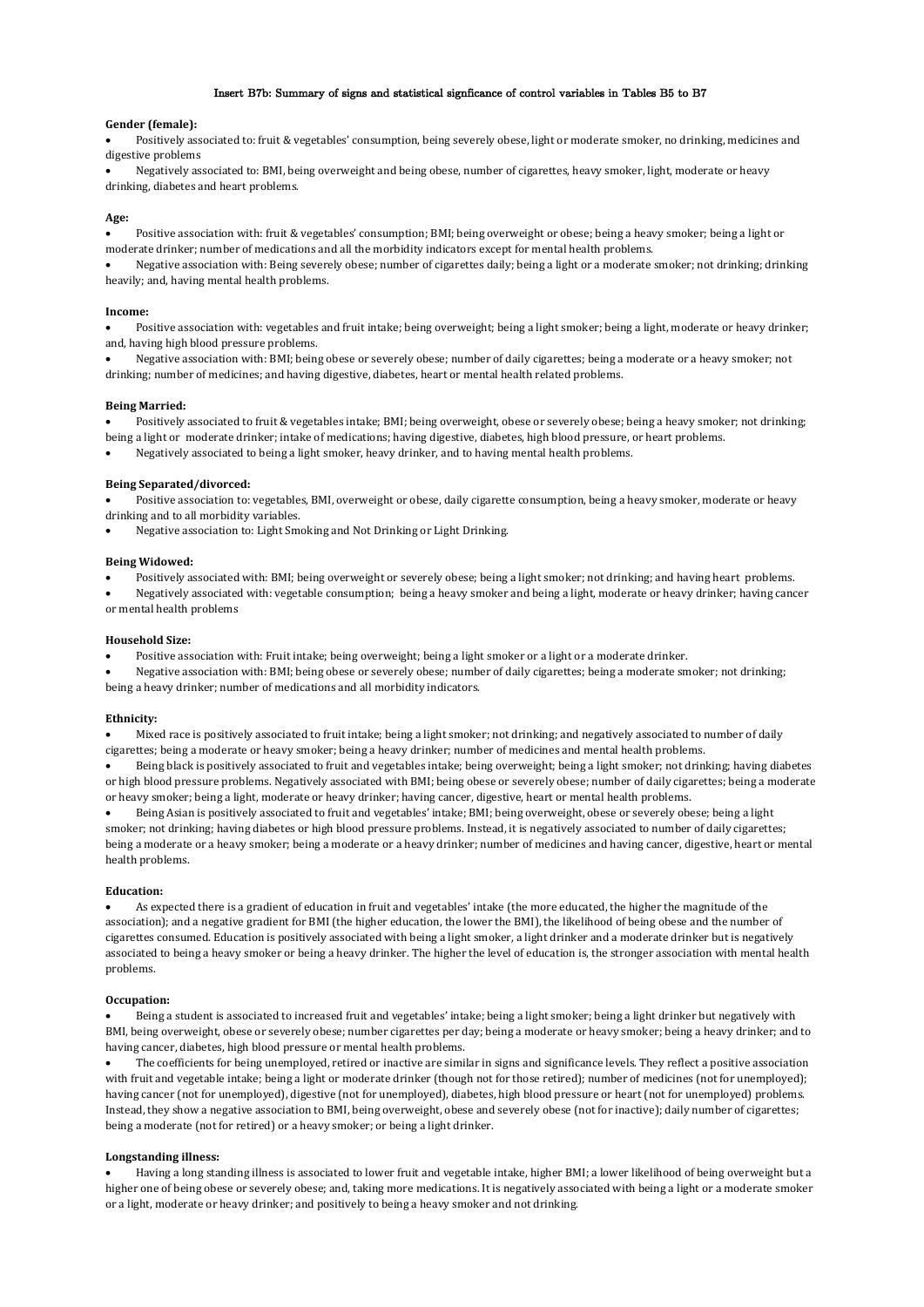### Insert B7b: Summary of signs and statistical signficance of control variables in Tables B5 to B7

**Gender (female):**

- Positively associated to: fruit & vegetables' consumption, being severely obese, light or moderate smoker, no drinking, medicines and digestive problems
- Negatively associated to: BMI, being overweight and being obese, number of cigarettes, heavy smoker, light, moderate or heavy drinking, diabetes and heart problems.

**Age:**

- Positive association with: fruit & vegetables' consumption; BMI; being overweight or obese; being a heavy smoker; being a light or moderate drinker; number of medications and all the morbidity indicators except for mental health problems.
- Negative association with: Being severely obese; number of cigarettes daily; being a light or a moderate smoker; not drinking; drinking heavily; and, having mental health problems.

**Income:**

- Positive association with: vegetables and fruit intake; being overweight; being a light smoker; being a light, moderate or heavy drinker; and, having high blood pressure problems.
- Negative association with: BMI; being obese or severely obese; number of daily cigarettes; being a moderate or a heavy smoker; not drinking; number of medicines; and having digestive, diabetes, heart or mental health related problems.

**Being Married:**

- Positively associated to fruit & vegetables intake; BMI; being overweight, obese or severely obese; being a heavy smoker; not drinking; being a light or moderate drinker; intake of medications; having digestive, diabetes, high blood pressure, or heart problems.
- Negatively associated to being a light smoker, heavy drinker, and to having mental health problems.

**Being Separated/divorced:**

- Positive association to: vegetables, BMI, overweight or obese, daily cigarette consumption, being a heavy smoker, moderate or heavy drinking and to all morbidity variables.
- Negative association to: Light Smoking and Not Drinking or Light Drinking.

**Being Widowed:**

- Positively associated with: BMI; being overweight or severely obese; being a light smoker; not drinking; and having heart problems.
- Negatively associated with: vegetable consumption; being a heavy smoker and being a light, moderate or heavy drinker; having cancer or mental health problems

**Household Size:**

- Positive association with: Fruit intake; being overweight; being a light smoker or a light or a moderate drinker.
- Negative association with: BMI; being obese or severely obese; number of daily cigarettes; being a moderate smoker; not drinking; being a heavy drinker; number of medications and all morbidity indicators.

**Ethnicity:**

- Mixed race is positively associated to fruit intake; being a light smoker; not drinking; and negatively associated to number of daily cigarettes; being a moderate or heavy smoker; being a heavy drinker; number of medicines and mental health problems.
- Being black is positively associated to fruit and vegetables intake; being overweight; being a light smoker; not drinking; having diabetes or high blood pressure problems. Negatively associated with BMI; being obese or severely obese; number of daily cigarettes; being a moderate or heavy smoker; being a light, moderate or heavy drinker; having cancer, digestive, heart or mental health problems.
- Being Asian is positively associated to fruit and vegetables' intake; BMI; being overweight, obese or severely obese; being a light smoker; not drinking; having diabetes or high blood pressure problems. Instead, it is negatively associated to number of daily cigarettes; being a moderate or a heavy smoker; being a moderate or a heavy drinker; number of medicines and having cancer, digestive, heart or mental health problems.

**Education:**

- As expected there is a gradient of education in fruit and vegetables' intake (the more educated, the higher the magnitude of the association); and a negative gradient for BMI (the higher education, the lower the BMI), the likelihood of being obese and the number of cigarettes consumed. Education is positively associated with being a light smoker, a light drinker and a moderate drinker but is negatively associated to being a heavy smoker or being a heavy drinker. The higher the level of education is, the stronger association with mental health problems.

**Occupation:**

- Being a student is associated to increased fruit and vegetables' intake; being a light smoker; being a light drinker but negatively with BMI, being overweight, obese or severely obese; number cigarettes per day; being a moderate or heavy smoker; being a heavy drinker; and to having cancer, diabetes, high blood pressure or mental health problems.
- The coefficients for being unemployed, retired or inactive are similar in signs and significance levels. They reflect a positive association with fruit and vegetable intake; being a light or moderate drinker (though not for those retired); number of medicines (not for unemployed); having cancer (not for unemployed), digestive (not for unemployed), diabetes, high blood pressure or heart (not for unemployed) problems. Instead, they show a negative association to BMI, being overweight, obese and severely obese (not for inactive); daily number of cigarettes; being a moderate (not for retired) or a heavy smoker; or being a light drinker.

**Longstanding illness:**

- Having a long standing illness is associated to lower fruit and vegetable intake, higher BMI; a lower likelihood of being overweight but a higher one of being obese or severely obese; and, taking more medications. It is negatively associated with being a light or a moderate smoker or a light, moderate or heavy drinker; and positively to being a heavy smoker and not drinking.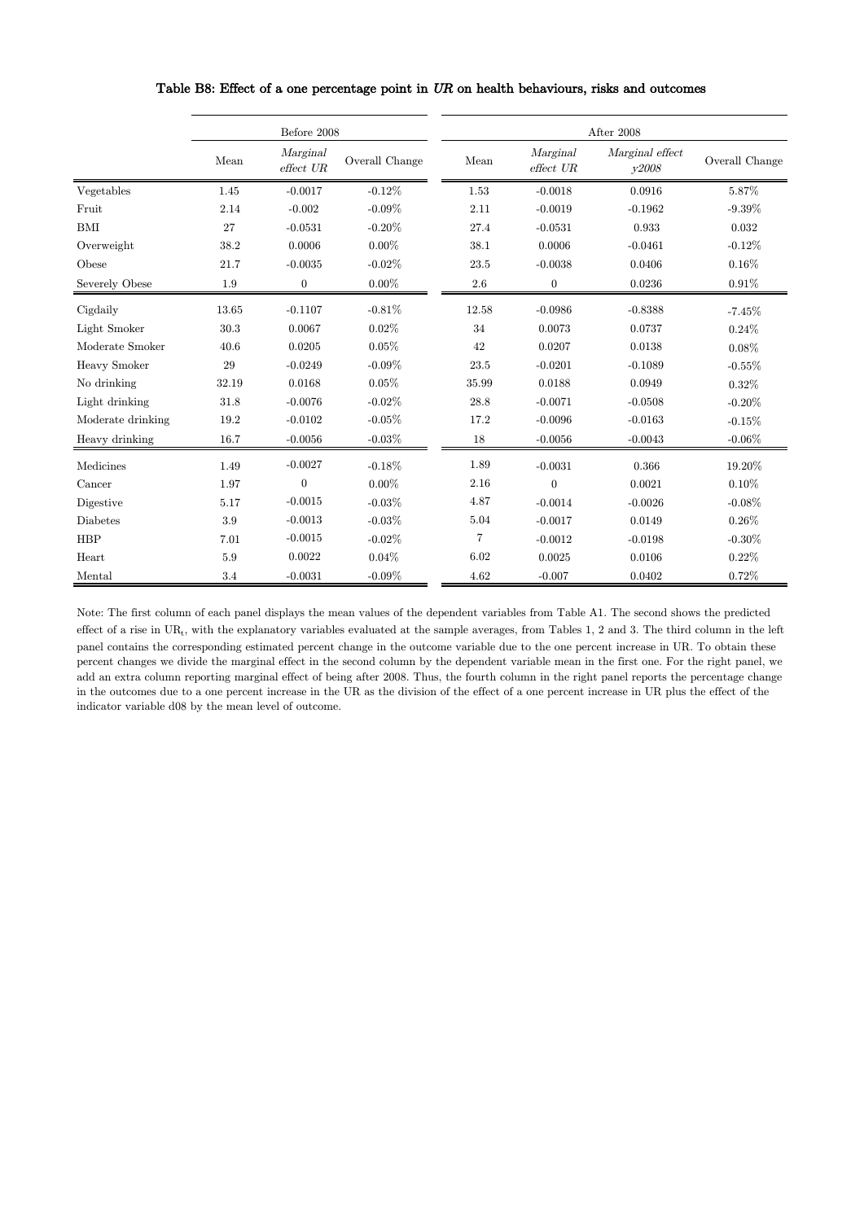**Table B8: Effect of a one percentage point in *UR* on health behaviours, risks and outcomes**

| | Before 2008 | | | After 2008 | | | |
|---|---|---|---|---|---|---|---|
| | Mean | *Marginal effect UR* | Overall Change | Mean | *Marginal effect UR* | *Marginal effect y2008* | Overall Change |
| Vegetables | 1.45 | -0.0017 | -0.12% | 1.53 | -0.0018 | 0.0916 | 5.87% |
| Fruit | 2.14 | -0.002 | -0.09% | 2.11 | -0.0019 | -0.1962 | -9.39% |
| BMI | 27 | -0.0531 | -0.20% | 27.4 | -0.0531 | 0.933 | 0.032 |
| Overweight | 38.2 | 0.0006 | 0.00% | 38.1 | 0.0006 | -0.0461 | -0.12% |
| Obese | 21.7 | -0.0035 | -0.02% | 23.5 | -0.0038 | 0.0406 | 0.16% |
| Severely Obese | 1.9 | 0 | 0.00% | 2.6 | 0 | 0.0236 | 0.91% |
| Cigdaily | 13.65 | -0.1107 | -0.81% | 12.58 | -0.0986 | -0.8388 | -7.45% |
| Light Smoker | 30.3 | 0.0067 | 0.02% | 34 | 0.0073 | 0.0737 | 0.24% |
| Moderate Smoker | 40.6 | 0.0205 | 0.05% | 42 | 0.0207 | 0.0138 | 0.08% |
| Heavy Smoker | 29 | -0.0249 | -0.09% | 23.5 | -0.0201 | -0.1089 | -0.55% |
| No drinking | 32.19 | 0.0168 | 0.05% | 35.99 | 0.0188 | 0.0949 | 0.32% |
| Light drinking | 31.8 | -0.0076 | -0.02% | 28.8 | -0.0071 | -0.0508 | -0.20% |
| Moderate drinking | 19.2 | -0.0102 | -0.05% | 17.2 | -0.0096 | -0.0163 | -0.15% |
| Heavy drinking | 16.7 | -0.0056 | -0.03% | 18 | -0.0056 | -0.0043 | -0.06% |
| Medicines | 1.49 | -0.0027 | -0.18% | 1.89 | -0.0031 | 0.366 | 19.20% |
| Cancer | 1.97 | 0 | 0.00% | 2.16 | 0 | 0.0021 | 0.10% |
| Digestive | 5.17 | -0.0015 | -0.03% | 4.87 | -0.0014 | -0.0026 | -0.08% |
| Diabetes | 3.9 | -0.0013 | -0.03% | 5.04 | -0.0017 | 0.0149 | 0.26% |
| HBP | 7.01 | -0.0015 | -0.02% | 7 | -0.0012 | -0.0198 | -0.30% |
| Heart | 5.9 | 0.0022 | 0.04% | 6.02 | 0.0025 | 0.0106 | 0.22% |
| Mental | 3.4 | -0.0031 | -0.09% | 4.62 | -0.007 | 0.0402 | 0.72% |

Note: The first column of each panel displays the mean values of the dependent variables from Table A1. The second shows the predicted effect of a rise in $UR_t$, with the explanatory variables evaluated at the sample averages, from Tables 1, 2 and 3. The third column in the left panel contains the corresponding estimated percent change in the outcome variable due to the one percent increase in UR. To obtain these percent changes we divide the marginal effect in the second column by the dependent variable mean in the first one. For the right panel, we add an extra column reporting marginal effect of being after 2008. Thus, the fourth column in the right panel reports the percentage change in the outcomes due to a one percent increase in the UR as the division of the effect of a one percent increase in UR plus the effect of the indicator variable d08 by the mean level of outcome.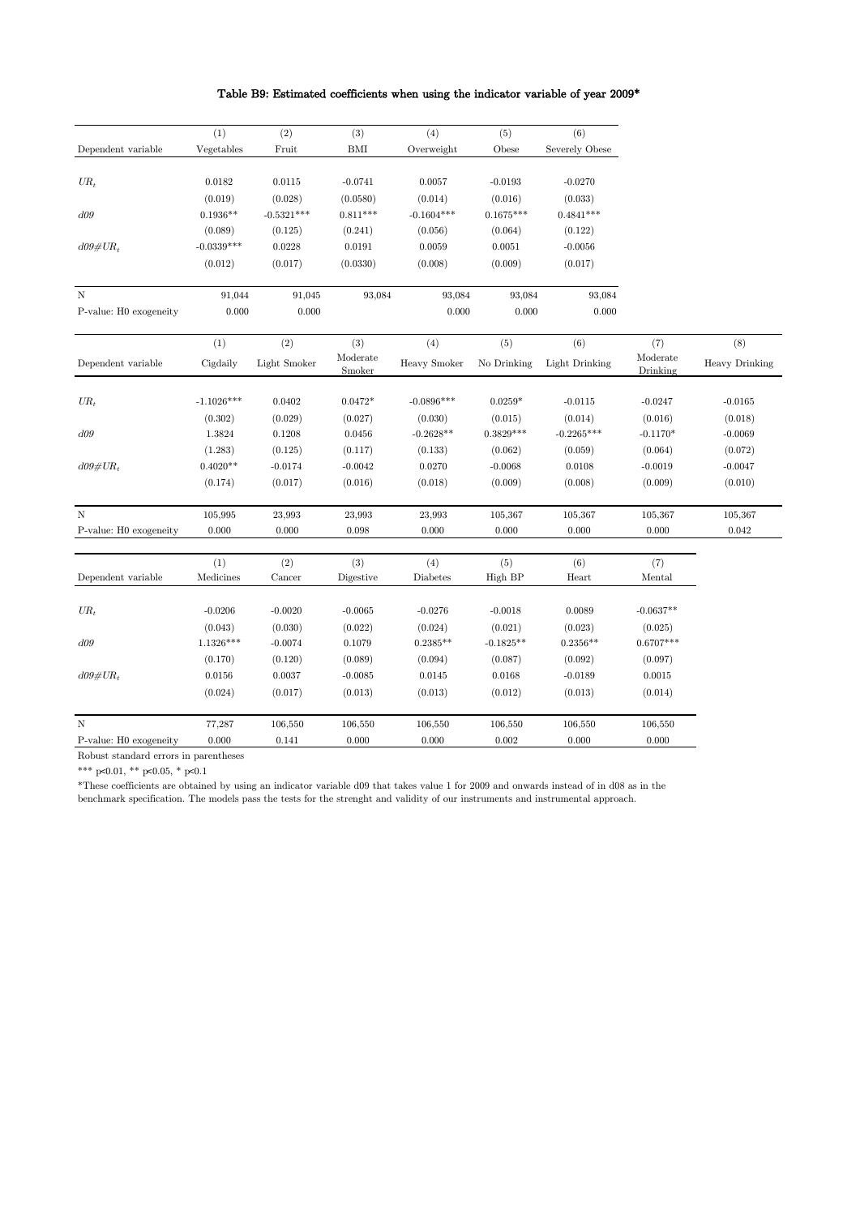**Table B9: Estimated coefficients when using the indicator variable of year 2009***

| | (1) | (2) | (3) | (4) | (5) | (6) |
|---|---|---|---|---|---|---|
| Dependent variable | Vegetables | Fruit | BMI | Overweight | Obese | Severely Obese |
| $UR_t$ | 0.0182 | 0.0115 | -0.0741 | 0.0057 | -0.0193 | -0.0270 |
| | (0.019) | (0.028) | (0.0580) | (0.014) | (0.016) | (0.033) |
| *d09* | 0.1936** | -0.5321*** | 0.811*** | -0.1604*** | 0.1675*** | 0.4841*** |
| | (0.089) | (0.125) | (0.241) | (0.056) | (0.064) | (0.122) |
| $d09\#UR_t$ | -0.0339*** | 0.0228 | 0.0191 | 0.0059 | 0.0051 | -0.0056 |
| | (0.012) | (0.017) | (0.0330) | (0.008) | (0.009) | (0.017) |
| N | 91,044 | 91,045 | 93,084 | 93,084 | 93,084 | 93,084 |
| P-value: H0 exogeneity | 0.000 | 0.000 | | 0.000 | 0.000 | 0.000 |

| | (1) | (2) | (3) | (4) | (5) | (6) | (7) | (8) |
|---|---|---|---|---|---|---|---|---|
| Dependent variable | Cigdaily | Light Smoker | Moderate Smoker | Heavy Smoker | No Drinking | Light Drinking | Moderate Drinking | Heavy Drinking |
| $UR_t$ | -1.1026*** | 0.0402 | 0.0472* | -0.0896*** | 0.0259* | -0.0115 | -0.0247 | -0.0165 |
| | (0.302) | (0.029) | (0.027) | (0.030) | (0.015) | (0.014) | (0.016) | (0.018) |
| *d09* | 1.3824 | 0.1208 | 0.0456 | -0.2628** | 0.3829*** | -0.2265*** | -0.1170* | -0.0069 |
| | (1.283) | (0.125) | (0.117) | (0.133) | (0.062) | (0.059) | (0.064) | (0.072) |
| $d09\#UR_t$ | 0.4020** | -0.0174 | -0.0042 | 0.0270 | -0.0068 | 0.0108 | -0.0019 | -0.0047 |
| | (0.174) | (0.017) | (0.016) | (0.018) | (0.009) | (0.008) | (0.009) | (0.010) |
| N | 105,995 | 23,993 | 23,993 | 23,993 | 105,367 | 105,367 | 105,367 | 105,367 |
| P-value: H0 exogeneity | 0.000 | 0.000 | 0.098 | 0.000 | 0.000 | 0.000 | 0.000 | 0.042 |

| | (1) | (2) | (3) | (4) | (5) | (6) | (7) |
|---|---|---|---|---|---|---|---|
| Dependent variable | Medicines | Cancer | Digestive | Diabetes | High BP | Heart | Mental |
| $UR_t$ | -0.0206 | -0.0020 | -0.0065 | -0.0276 | -0.0018 | 0.0089 | -0.0637** |
| | (0.043) | (0.030) | (0.022) | (0.024) | (0.021) | (0.023) | (0.025) |
| *d09* | 1.1326*** | -0.0074 | 0.1079 | 0.2385** | -0.1825** | 0.2356** | 0.6707*** |
| | (0.170) | (0.120) | (0.089) | (0.094) | (0.087) | (0.092) | (0.097) |
| $d09\#UR_t$ | 0.0156 | 0.0037 | -0.0085 | 0.0145 | 0.0168 | -0.0189 | 0.0015 |
| | (0.024) | (0.017) | (0.013) | (0.013) | (0.012) | (0.013) | (0.014) |
| N | 77,287 | 106,550 | 106,550 | 106,550 | 106,550 | 106,550 | 106,550 |
| P-value: H0 exogeneity | 0.000 | 0.141 | 0.000 | 0.000 | 0.002 | 0.000 | 0.000 |

Robust standard errors in parentheses

*** p<0.01, ** p<0.05, * p<0.1

*These coefficients are obtained by using an indicator variable d09 that takes value 1 for 2009 and onwards instead of in d08 as in the benchmark specification. The models pass the tests for the strenght and validity of our instruments and instrumental approach.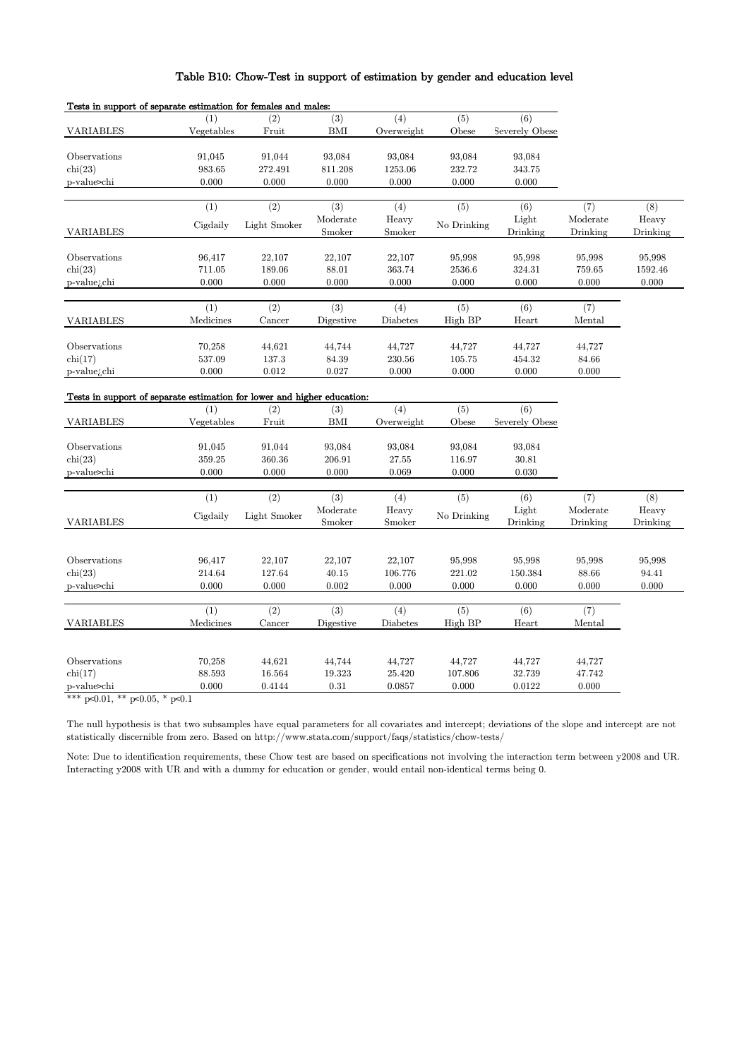# Table B10: Chow-Test in support of estimation by gender and education level

**Tests in support of separate estimation for females and males:**

| VARIABLES | (1) Vegetables | (2) Fruit | (3) BMI | (4) Overweight | (5) Obese | (6) Severely Obese |
|---|---|---|---|---|---|---|
| Observations | 91,045 | 91,044 | 93,084 | 93,084 | 93,084 | 93,084 |
| chi(23) | 983.65 | 272.491 | 811.208 | 1253.06 | 232.72 | 343.75 |
| p-value>chi | 0.000 | 0.000 | 0.000 | 0.000 | 0.000 | 0.000 |

| VARIABLES | (1) Cigdaily | (2) Light Smoker | (3) Moderate Smoker | (4) Heavy Smoker | (5) No Drinking | (6) Light Drinking | (7) Moderate Drinking | (8) Heavy Drinking |
|---|---|---|---|---|---|---|---|---|
| Observations | 96,417 | 22,107 | 22,107 | 22,107 | 95,998 | 95,998 | 95,998 | 95,998 |
| chi(23) | 711.05 | 189.06 | 88.01 | 363.74 | 2536.6 | 324.31 | 759.65 | 1592.46 |
| p-value¿chi | 0.000 | 0.000 | 0.000 | 0.000 | 0.000 | 0.000 | 0.000 | 0.000 |

| VARIABLES | (1) Medicines | (2) Cancer | (3) Digestive | (4) Diabetes | (5) High BP | (6) Heart | (7) Mental |
|---|---|---|---|---|---|---|---|
| Observations | 70,258 | 44,621 | 44,744 | 44,727 | 44,727 | 44,727 | 44,727 |
| chi(17) | 537.09 | 137.3 | 84.39 | 230.56 | 105.75 | 454.32 | 84.66 |
| p-value¿chi | 0.000 | 0.012 | 0.027 | 0.000 | 0.000 | 0.000 | 0.000 |

**Tests in support of separate estimation for lower and higher education:**

| VARIABLES | (1) Vegetables | (2) Fruit | (3) BMI | (4) Overweight | (5) Obese | (6) Severely Obese |
|---|---|---|---|---|---|---|
| Observations | 91,045 | 91,044 | 93,084 | 93,084 | 93,084 | 93,084 |
| chi(23) | 359.25 | 360.36 | 206.91 | 27.55 | 116.97 | 30.81 |
| p-value>chi | 0.000 | 0.000 | 0.000 | 0.069 | 0.000 | 0.030 |

| VARIABLES | (1) Cigdaily | (2) Light Smoker | (3) Moderate Smoker | (4) Heavy Smoker | (5) No Drinking | (6) Light Drinking | (7) Moderate Drinking | (8) Heavy Drinking |
|---|---|---|---|---|---|---|---|---|
| Observations | 96,417 | 22,107 | 22,107 | 22,107 | 95,998 | 95,998 | 95,998 | 95,998 |
| chi(23) | 214.64 | 127.64 | 40.15 | 106.776 | 221.02 | 150.384 | 88.66 | 94.41 |
| p-value>chi | 0.000 | 0.000 | 0.002 | 0.000 | 0.000 | 0.000 | 0.000 | 0.000 |

| VARIABLES | (1) Medicines | (2) Cancer | (3) Digestive | (4) Diabetes | (5) High BP | (6) Heart | (7) Mental |
|---|---|---|---|---|---|---|---|
| Observations | 70,258 | 44,621 | 44,744 | 44,727 | 44,727 | 44,727 | 44,727 |
| chi(17) | 88.593 | 16.564 | 19.323 | 25.420 | 107.806 | 32.739 | 47.742 |
| p-value>chi | 0.000 | 0.4144 | 0.31 | 0.0857 | 0.000 | 0.0122 | 0.000 |

*** p<0.01, ** p<0.05, * p<0.1

The null hypothesis is that two subsamples have equal parameters for all covariates and intercept; deviations of the slope and intercept are not statistically discernible from zero. Based on http://www.stata.com/support/faqs/statistics/chow-tests/

Note: Due to identification requirements, these Chow test are based on specifications not involving the interaction term between y2008 and UR. Interacting y2008 with UR and with a dummy for education or gender, would entail non-identical terms being 0.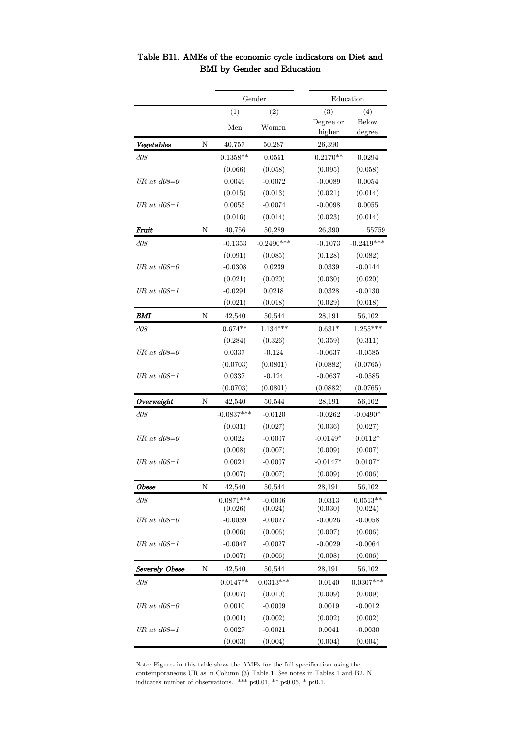# Table B11. AMEs of the economic cycle indicators on Diet and BMI by Gender and Education

| | | Gender | | Education | |
|---|---|---|---|---|---|
| | | (1) | (2) | (3) | (4) |
| | | Men | Women | Degree or higher | Below degree |
| ***Vegetables*** | N | 40,757 | 50,287 | 26,390 | |
| *d08* | | 0.1358** | 0.0551 | 0.2170** | 0.0294 |
| | | (0.066) | (0.058) | (0.095) | (0.058) |
| *UR at d08=0* | | 0.0049 | -0.0072 | -0.0089 | 0.0054 |
| | | (0.015) | (0.013) | (0.021) | (0.014) |
| *UR at d08=1* | | 0.0053 | -0.0074 | -0.0098 | 0.0055 |
| | | (0.016) | (0.014) | (0.023) | (0.014) |
| ***Fruit*** | N | 40,756 | 50,289 | 26,390 | 55759 |
| *d08* | | -0.1353 | -0.2490*** | -0.1073 | -0.2419*** |
| | | (0.091) | (0.085) | (0.128) | (0.082) |
| *UR at d08=0* | | -0.0308 | 0.0239 | 0.0339 | -0.0144 |
| | | (0.021) | (0.020) | (0.030) | (0.020) |
| *UR at d08=1* | | -0.0291 | 0.0218 | 0.0328 | -0.0130 |
| | | (0.021) | (0.018) | (0.029) | (0.018) |
| ***BMI*** | N | 42,540 | 50,544 | 28,191 | 56,102 |
| *d08* | | 0.674** | 1.134*** | 0.631* | 1.255*** |
| | | (0.284) | (0.326) | (0.359) | (0.311) |
| *UR at d08=0* | | 0.0337 | -0.124 | -0.0637 | -0.0585 |
| | | (0.0703) | (0.0801) | (0.0882) | (0.0765) |
| *UR at d08=1* | | 0.0337 | -0.124 | -0.0637 | -0.0585 |
| | | (0.0703) | (0.0801) | (0.0882) | (0.0765) |
| ***Overweight*** | N | 42,540 | 50,544 | 28,191 | 56,102 |
| *d08* | | -0.0837*** | -0.0120 | -0.0262 | -0.0490* |
| | | (0.031) | (0.027) | (0.036) | (0.027) |
| *UR at d08=0* | | 0.0022 | -0.0007 | -0.0149* | 0.0112* |
| | | (0.008) | (0.007) | (0.009) | (0.007) |
| *UR at d08=1* | | 0.0021 | -0.0007 | -0.0147* | 0.0107* |
| | | (0.007) | (0.007) | (0.009) | (0.006) |
| ***Obese*** | N | 42,540 | 50,544 | 28,191 | 56,102 |
| *d08* | | 0.0871*** | -0.0006 | 0.0313 | 0.0513** |
| | | (0.026) | (0.024) | (0.030) | (0.024) |
| *UR at d08=0* | | -0.0039 | -0.0027 | -0.0026 | -0.0058 |
| | | (0.006) | (0.006) | (0.007) | (0.006) |
| *UR at d08=1* | | -0.0047 | -0.0027 | -0.0029 | -0.0064 |
| | | (0.007) | (0.006) | (0.008) | (0.006) |
| ***Severely Obese*** | N | 42,540 | 50,544 | 28,191 | 56,102 |
| *d08* | | 0.0147** | 0.0313*** | 0.0140 | 0.0307*** |
| | | (0.007) | (0.010) | (0.009) | (0.009) |
| *UR at d08=0* | | 0.0010 | -0.0009 | 0.0019 | -0.0012 |
| | | (0.001) | (0.002) | (0.002) | (0.002) |
| *UR at d08=1* | | 0.0027 | -0.0021 | 0.0041 | -0.0030 |
| | | (0.003) | (0.004) | (0.004) | (0.004) |

Note: Figures in this table show the AMEs for the full specification using the contemporaneous UR as in Column (3) Table 1. See notes in Tables 1 and B2. N indicates number of observations. *** p<0.01, ** p<0.05, * p<0.1.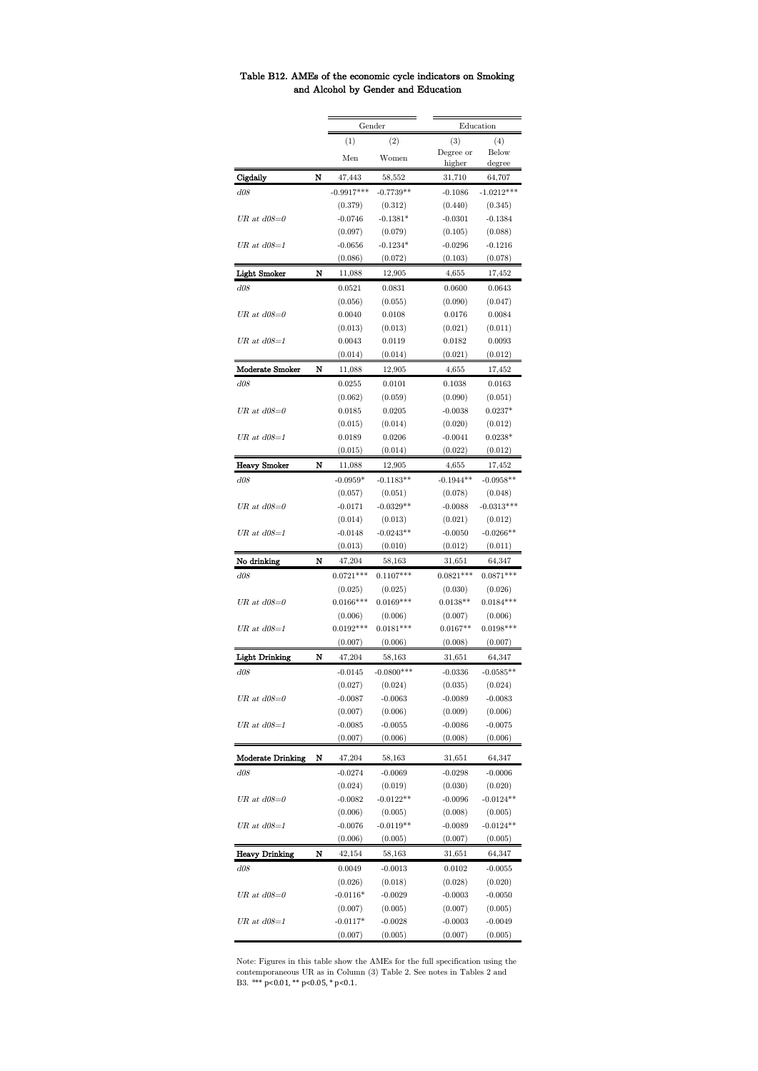**Table B12. AMEs of the economic cycle indicators on Smoking and Alcohol by Gender and Education**

| | | Gender | | Education | |
|---|---|---|---|---|---|
| | | (1) | (2) | (3) | (4) |
| | | Men | Women | Degree or higher | Below degree |
| **Cigdaily** | **N** | 47,443 | 58,552 | 31,710 | 64,707 |
| *d08* | | -0.9917*** | -0.7739** | -0.1086 | -1.0212*** |
| | | (0.379) | (0.312) | (0.440) | (0.345) |
| *UR at d08=0* | | -0.0746 | -0.1381* | -0.0301 | -0.1384 |
| | | (0.097) | (0.079) | (0.105) | (0.088) |
| *UR at d08=1* | | -0.0656 | -0.1234* | -0.0296 | -0.1216 |
| | | (0.086) | (0.072) | (0.103) | (0.078) |
| **Light Smoker** | **N** | 11,088 | 12,905 | 4,655 | 17,452 |
| *d08* | | 0.0521 | 0.0831 | 0.0600 | 0.0643 |
| | | (0.056) | (0.055) | (0.090) | (0.047) |
| *UR at d08=0* | | 0.0040 | 0.0108 | 0.0176 | 0.0084 |
| | | (0.013) | (0.013) | (0.021) | (0.011) |
| *UR at d08=1* | | 0.0043 | 0.0119 | 0.0182 | 0.0093 |
| | | (0.014) | (0.014) | (0.021) | (0.012) |
| **Moderate Smoker** | **N** | 11,088 | 12,905 | 4,655 | 17,452 |
| *d08* | | 0.0255 | 0.0101 | 0.1038 | 0.0163 |
| | | (0.062) | (0.059) | (0.090) | (0.051) |
| *UR at d08=0* | | 0.0185 | 0.0205 | -0.0038 | 0.0237* |
| | | (0.015) | (0.014) | (0.020) | (0.012) |
| *UR at d08=1* | | 0.0189 | 0.0206 | -0.0041 | 0.0238* |
| | | (0.015) | (0.014) | (0.022) | (0.012) |
| **Heavy Smoker** | **N** | 11,088 | 12,905 | 4,655 | 17,452 |
| *d08* | | -0.0959* | -0.1183** | -0.1944** | -0.0958** |
| | | (0.057) | (0.051) | (0.078) | (0.048) |
| *UR at d08=0* | | -0.0171 | -0.0329** | -0.0088 | -0.0313*** |
| | | (0.014) | (0.013) | (0.021) | (0.012) |
| *UR at d08=1* | | -0.0148 | -0.0243** | -0.0050 | -0.0266** |
| | | (0.013) | (0.010) | (0.012) | (0.011) |
| **No drinking** | **N** | 47,204 | 58,163 | 31,651 | 64,347 |
| *d08* | | 0.0721*** | 0.1107*** | 0.0821*** | 0.0871*** |
| | | (0.025) | (0.025) | (0.030) | (0.026) |
| *UR at d08=0* | | 0.0166*** | 0.0169*** | 0.0138** | 0.0184*** |
| | | (0.006) | (0.006) | (0.007) | (0.006) |
| *UR at d08=1* | | 0.0192*** | 0.0181*** | 0.0167** | 0.0198*** |
| | | (0.007) | (0.006) | (0.008) | (0.007) |
| **Light Drinking** | **N** | 47,204 | 58,163 | 31,651 | 64,347 |
| *d08* | | -0.0145 | -0.0800*** | -0.0336 | -0.0585** |
| | | (0.027) | (0.024) | (0.035) | (0.024) |
| *UR at d08=0* | | -0.0087 | -0.0063 | -0.0089 | -0.0083 |
| | | (0.007) | (0.006) | (0.009) | (0.006) |
| *UR at d08=1* | | -0.0085 | -0.0055 | -0.0086 | -0.0075 |
| | | (0.007) | (0.006) | (0.008) | (0.006) |
| **Moderate Drinking** | **N** | 47,204 | 58,163 | 31,651 | 64,347 |
| *d08* | | -0.0274 | -0.0069 | -0.0298 | -0.0006 |
| | | (0.024) | (0.019) | (0.030) | (0.020) |
| *UR at d08=0* | | -0.0082 | -0.0122** | -0.0096 | -0.0124** |
| | | (0.006) | (0.005) | (0.008) | (0.005) |
| *UR at d08=1* | | -0.0076 | -0.0119** | -0.0089 | -0.0124** |
| | | (0.006) | (0.005) | (0.007) | (0.005) |
| **Heavy Drinking** | **N** | 42,154 | 58,163 | 31,651 | 64,347 |
| *d08* | | 0.0049 | -0.0013 | 0.0102 | -0.0055 |
| | | (0.026) | (0.018) | (0.028) | (0.020) |
| *UR at d08=0* | | -0.0116* | -0.0029 | -0.0003 | -0.0050 |
| | | (0.007) | (0.005) | (0.007) | (0.005) |
| *UR at d08=1* | | -0.0117* | -0.0028 | -0.0003 | -0.0049 |
| | | (0.007) | (0.005) | (0.007) | (0.005) |

Note: Figures in this table show the AMEs for the full specification using the contemporaneous UR as in Column (3) Table 2. See notes in Tables 2 and B3. *** p<0.01, ** p<0.05, * p<0.1.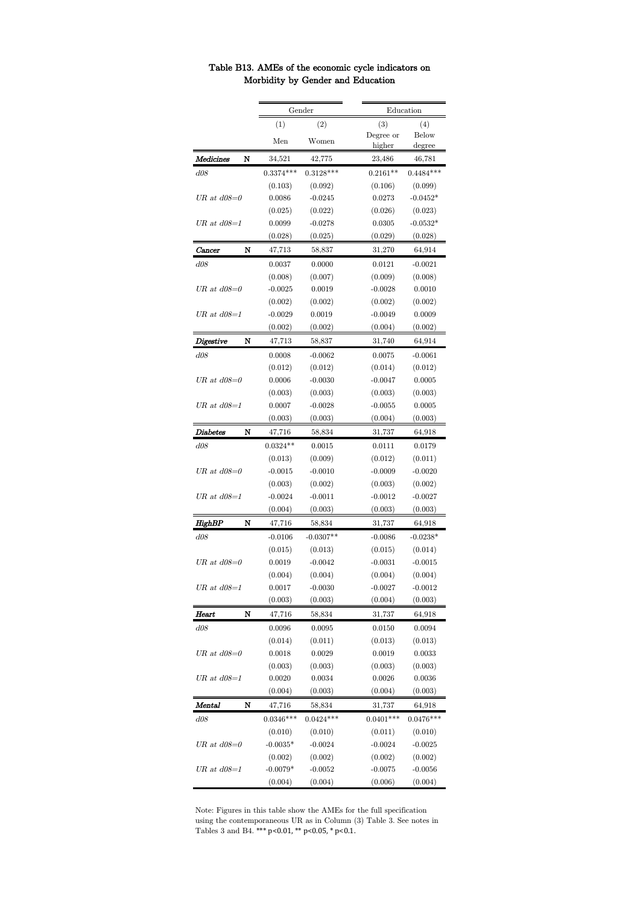### Table B13. AMEs of the economic cycle indicators on Morbidity by Gender and Education

| | | Gender | | Education | |
|---|---|---|---|---|---|
| | | (1) | (2) | (3) | (4) |
| | | Men | Women | Degree or higher | Below degree |
| ***Medicines*** | **N** | 34,521 | 42,775 | 23,486 | 46,781 |
| *d08* | | 0.3374*** | 0.3128*** | 0.2161** | 0.4484*** |
| | | (0.103) | (0.092) | (0.106) | (0.099) |
| *UR at d08=0* | | 0.0086 | -0.0245 | 0.0273 | -0.0452* |
| | | (0.025) | (0.022) | (0.026) | (0.023) |
| *UR at d08=1* | | 0.0099 | -0.0278 | 0.0305 | -0.0532* |
| | | (0.028) | (0.025) | (0.029) | (0.028) |
| ***Cancer*** | **N** | 47,713 | 58,837 | 31,270 | 64,914 |
| *d08* | | 0.0037 | 0.0000 | 0.0121 | -0.0021 |
| | | (0.008) | (0.007) | (0.009) | (0.008) |
| *UR at d08=0* | | -0.0025 | 0.0019 | -0.0028 | 0.0010 |
| | | (0.002) | (0.002) | (0.002) | (0.002) |
| *UR at d08=1* | | -0.0029 | 0.0019 | -0.0049 | 0.0009 |
| | | (0.002) | (0.002) | (0.004) | (0.002) |
| ***Digestive*** | **N** | 47,713 | 58,837 | 31,740 | 64,914 |
| *d08* | | 0.0008 | -0.0062 | 0.0075 | -0.0061 |
| | | (0.012) | (0.012) | (0.014) | (0.012) |
| *UR at d08=0* | | 0.0006 | -0.0030 | -0.0047 | 0.0005 |
| | | (0.003) | (0.003) | (0.003) | (0.003) |
| *UR at d08=1* | | 0.0007 | -0.0028 | -0.0055 | 0.0005 |
| | | (0.003) | (0.003) | (0.004) | (0.003) |
| ***Diabetes*** | **N** | 47,716 | 58,834 | 31,737 | 64,918 |
| *d08* | | 0.0324** | 0.0015 | 0.0111 | 0.0179 |
| | | (0.013) | (0.009) | (0.012) | (0.011) |
| *UR at d08=0* | | -0.0015 | -0.0010 | -0.0009 | -0.0020 |
| | | (0.003) | (0.002) | (0.003) | (0.002) |
| *UR at d08=1* | | -0.0024 | -0.0011 | -0.0012 | -0.0027 |
| | | (0.004) | (0.003) | (0.003) | (0.003) |
| ***HighBP*** | **N** | 47,716 | 58,834 | 31,737 | 64,918 |
| *d08* | | -0.0106 | -0.0307** | -0.0086 | -0.0238* |
| | | (0.015) | (0.013) | (0.015) | (0.014) |
| *UR at d08=0* | | 0.0019 | -0.0042 | -0.0031 | -0.0015 |
| | | (0.004) | (0.004) | (0.004) | (0.004) |
| *UR at d08=1* | | 0.0017 | -0.0030 | -0.0027 | -0.0012 |
| | | (0.003) | (0.003) | (0.004) | (0.003) |
| ***Heart*** | **N** | 47,716 | 58,834 | 31,737 | 64,918 |
| *d08* | | 0.0096 | 0.0095 | 0.0150 | 0.0094 |
| | | (0.014) | (0.011) | (0.013) | (0.013) |
| *UR at d08=0* | | 0.0018 | 0.0029 | 0.0019 | 0.0033 |
| | | (0.003) | (0.003) | (0.003) | (0.003) |
| *UR at d08=1* | | 0.0020 | 0.0034 | 0.0026 | 0.0036 |
| | | (0.004) | (0.003) | (0.004) | (0.003) |
| ***Mental*** | **N** | 47,716 | 58,834 | 31,737 | 64,918 |
| *d08* | | 0.0346*** | 0.0424*** | 0.0401*** | 0.0476*** |
| | | (0.010) | (0.010) | (0.011) | (0.010) |
| *UR at d08=0* | | -0.0035* | -0.0024 | -0.0024 | -0.0025 |
| | | (0.002) | (0.002) | (0.002) | (0.002) |
| *UR at d08=1* | | -0.0079* | -0.0052 | -0.0075 | -0.0056 |
| | | (0.004) | (0.004) | (0.006) | (0.004) |

Note: Figures in this table show the AMEs for the full specification using the contemporaneous UR as in Column (3) Table 3. See notes in Tables 3 and B4. *** p<0.01, ** p<0.05, * p<0.1.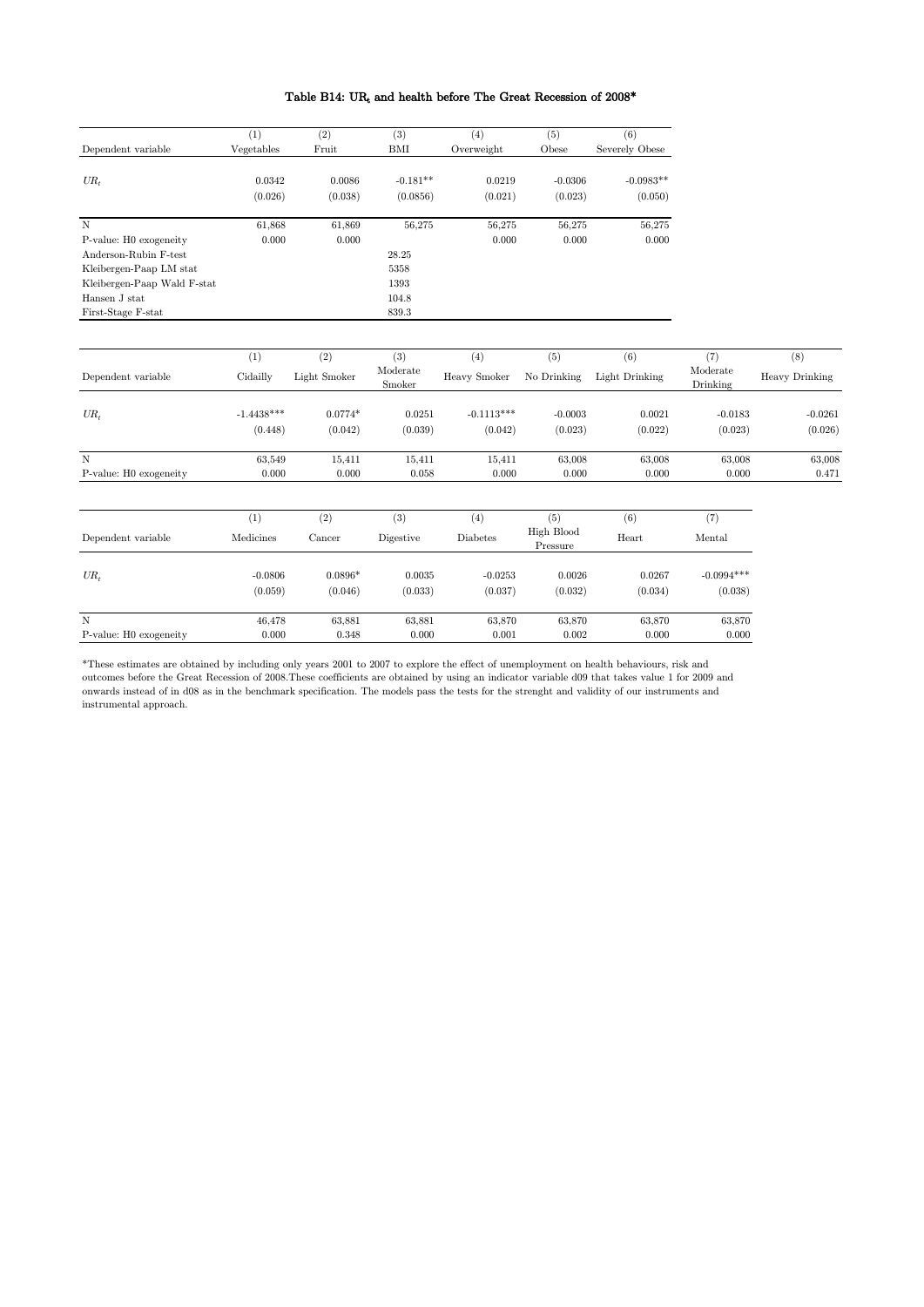### Table B14: $UR_t$ and health before The Great Recession of 2008*

| | (1) | (2) | (3) | (4) | (5) | (6) |
|---|---|---|---|---|---|---|
| Dependent variable | Vegetables | Fruit | BMI | Overweight | Obese | Severely Obese |
| $UR_t$ | 0.0342 | 0.0086 | -0.181** | 0.0219 | -0.0306 | -0.0983** |
| | (0.026) | (0.038) | (0.0856) | (0.021) | (0.023) | (0.050) |
| N | 61,868 | 61,869 | 56,275 | 56,275 | 56,275 | 56,275 |
| P-value: H0 exogeneity | 0.000 | 0.000 | | 0.000 | 0.000 | 0.000 |
| Anderson-Rubin F-test | | | 28.25 | | | |
| Kleibergen-Paap LM stat | | | 5358 | | | |
| Kleibergen-Paap Wald F-stat | | | 1393 | | | |
| Hansen J stat | | | 104.8 | | | |
| First-Stage F-stat | | | 839.3 | | | |

| | (1) | (2) | (3) | (4) | (5) | (6) | (7) | (8) |
|---|---|---|---|---|---|---|---|---|
| Dependent variable | Cidailly | Light Smoker | Moderate Smoker | Heavy Smoker | No Drinking | Light Drinking | Moderate Drinking | Heavy Drinking |
| $UR_t$ | -1.4438*** | 0.0774* | 0.0251 | -0.1113*** | -0.0003 | 0.0021 | -0.0183 | -0.0261 |
| | (0.448) | (0.042) | (0.039) | (0.042) | (0.023) | (0.022) | (0.023) | (0.026) |
| N | 63,549 | 15,411 | 15,411 | 15,411 | 63,008 | 63,008 | 63,008 | 63,008 |
| P-value: H0 exogeneity | 0.000 | 0.000 | 0.058 | 0.000 | 0.000 | 0.000 | 0.000 | 0.471 |

| | (1) | (2) | (3) | (4) | (5) | (6) | (7) |
|---|---|---|---|---|---|---|---|
| Dependent variable | Medicines | Cancer | Digestive | Diabetes | High Blood Pressure | Heart | Mental |
| $UR_t$ | -0.0806 | 0.0896* | 0.0035 | -0.0253 | 0.0026 | 0.0267 | -0.0994*** |
| | (0.059) | (0.046) | (0.033) | (0.037) | (0.032) | (0.034) | (0.038) |
| N | 46,478 | 63,881 | 63,881 | 63,870 | 63,870 | 63,870 | 63,870 |
| P-value: H0 exogeneity | 0.000 | 0.348 | 0.000 | 0.001 | 0.002 | 0.000 | 0.000 |

*These estimates are obtained by including only years 2001 to 2007 to explore the effect of unemployment on health behaviours, risk and outcomes before the Great Recession of 2008.These coefficients are obtained by using an indicator variable d09 that takes value 1 for 2009 and onwards instead of in d08 as in the benchmark specification. The models pass the tests for the strenght and validity of our instruments and instrumental approach.